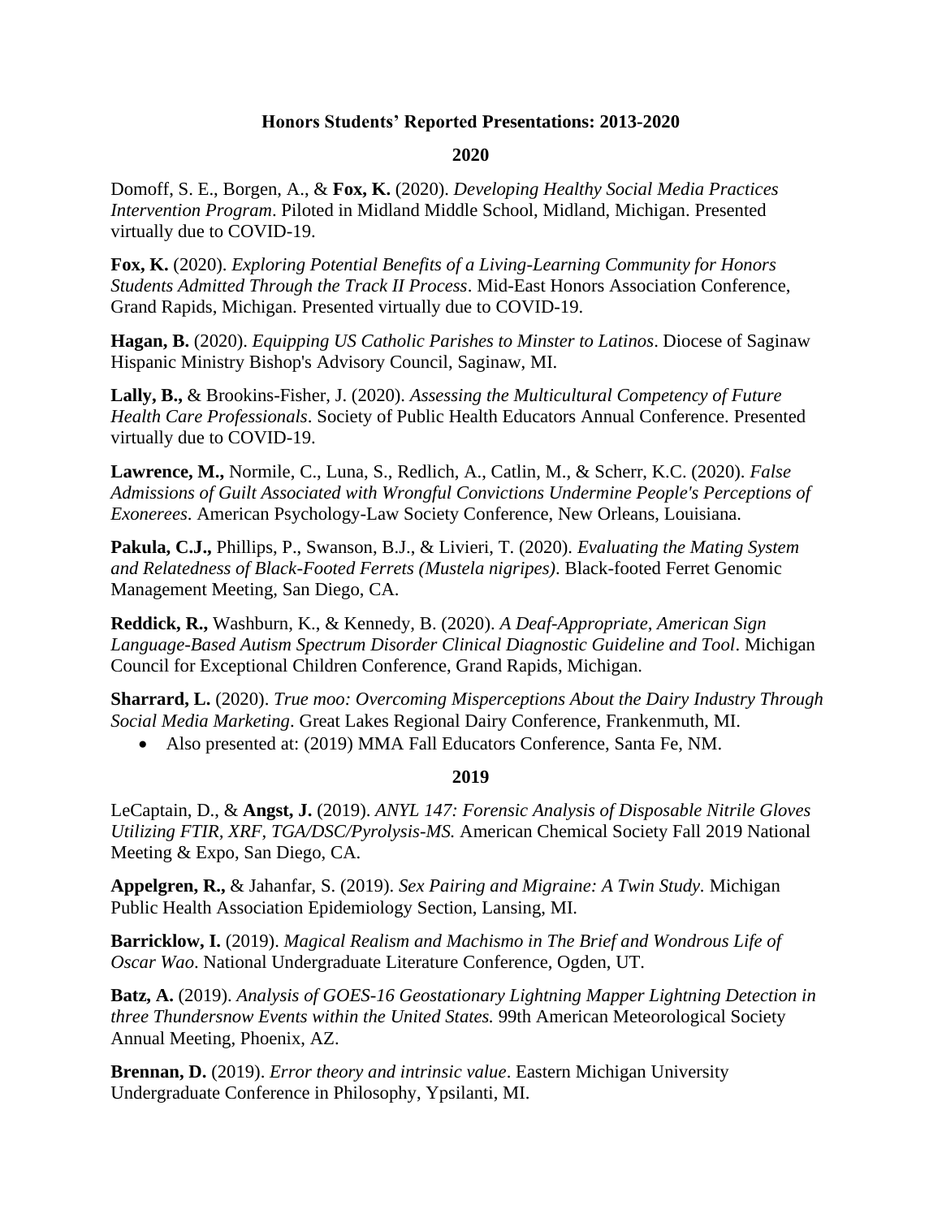# Honors Students' Reported Presentations: 2013-2020

## 2020

Domoff, S. E., Borgen, A., & **Fox, K.** (2020). *Developing Healthy Social Media Practices Intervention Program*. Piloted in Midland Middle School, Midland, Michigan. Presented virtually due to COVID-19.

**Fox, K.** (2020). *Exploring Potential Benefits of a Living-Learning Community for Honors Students Admitted Through the Track II Process*. Mid-East Honors Association Conference, Grand Rapids, Michigan. Presented virtually due to COVID-19.

**Hagan, B.** (2020). *Equipping US Catholic Parishes to Minster to Latinos*. Diocese of Saginaw Hispanic Ministry Bishop's Advisory Council, Saginaw, MI.

**Lally, B.,** & Brookins-Fisher, J. (2020). *Assessing the Multicultural Competency of Future Health Care Professionals*. Society of Public Health Educators Annual Conference. Presented virtually due to COVID-19.

**Lawrence, M.,** Normile, C., Luna, S., Redlich, A., Catlin, M., & Scherr, K.C. (2020). *False Admissions of Guilt Associated with Wrongful Convictions Undermine People's Perceptions of Exonerees*. American Psychology-Law Society Conference, New Orleans, Louisiana.

**Pakula, C.J.,** Phillips, P., Swanson, B.J., & Livieri, T. (2020). *Evaluating the Mating System and Relatedness of Black-Footed Ferrets (Mustela nigripes)*. Black-footed Ferret Genomic Management Meeting, San Diego, CA.

**Reddick, R.,** Washburn, K., & Kennedy, B. (2020). *A Deaf-Appropriate, American Sign Language-Based Autism Spectrum Disorder Clinical Diagnostic Guideline and Tool*. Michigan Council for Exceptional Children Conference, Grand Rapids, Michigan.

**Sharrard, L.** (2020). *True moo: Overcoming Misperceptions About the Dairy Industry Through Social Media Marketing*. Great Lakes Regional Dairy Conference, Frankenmuth, MI.

- Also presented at: (2019) MMA Fall Educators Conference, Santa Fe, NM.

## 2019

LeCaptain, D., & **Angst, J.** (2019). *ANYL 147: Forensic Analysis of Disposable Nitrile Gloves Utilizing FTIR, XRF, TGA/DSC/Pyrolysis-MS.* American Chemical Society Fall 2019 National Meeting & Expo, San Diego, CA.

**Appelgren, R.,** & Jahanfar, S. (2019). *Sex Pairing and Migraine: A Twin Study.* Michigan Public Health Association Epidemiology Section, Lansing, MI.

**Barricklow, I.** (2019). *Magical Realism and Machismo in The Brief and Wondrous Life of Oscar Wao*. National Undergraduate Literature Conference, Ogden, UT.

**Batz, A.** (2019). *Analysis of GOES-16 Geostationary Lightning Mapper Lightning Detection in three Thundersnow Events within the United States.* 99th American Meteorological Society Annual Meeting, Phoenix, AZ.

**Brennan, D.** (2019). *Error theory and intrinsic value*. Eastern Michigan University Undergraduate Conference in Philosophy, Ypsilanti, MI.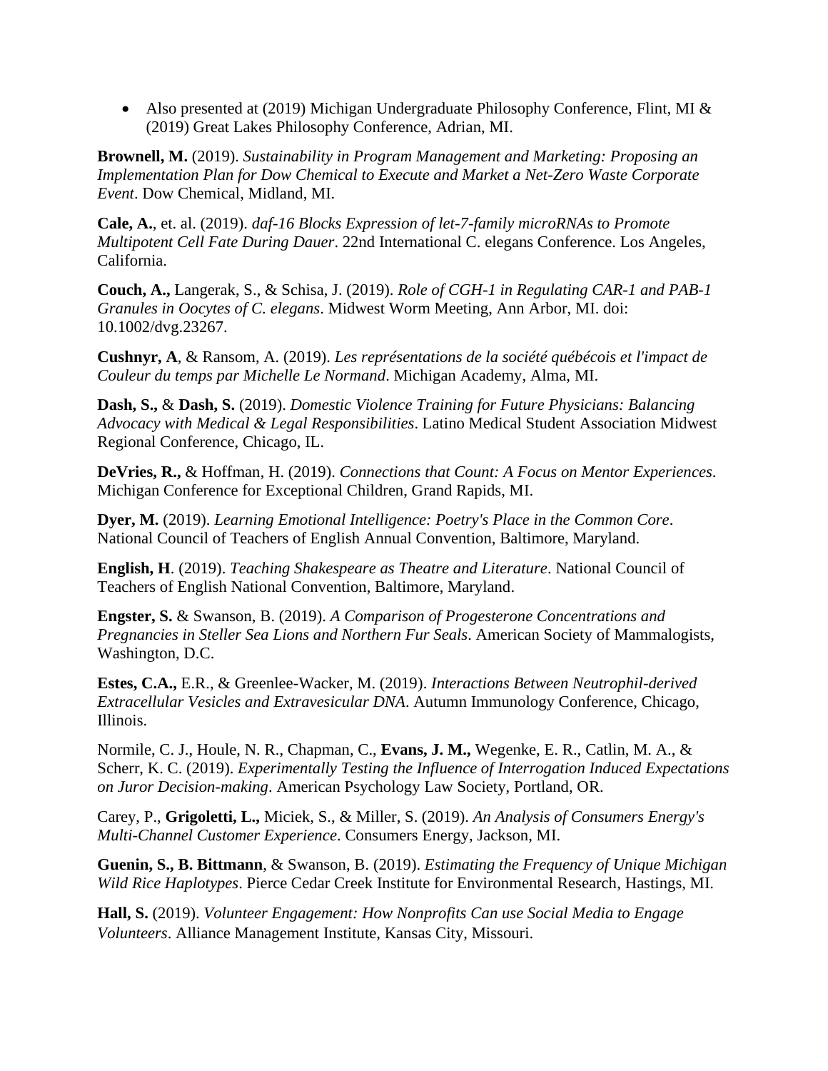- Also presented at (2019) Michigan Undergraduate Philosophy Conference, Flint, MI & (2019) Great Lakes Philosophy Conference, Adrian, MI.

**Brownell, M.** (2019). *Sustainability in Program Management and Marketing: Proposing an Implementation Plan for Dow Chemical to Execute and Market a Net-Zero Waste Corporate Event*. Dow Chemical, Midland, MI.

**Cale, A.**, et. al. (2019). *daf-16 Blocks Expression of let-7-family microRNAs to Promote Multipotent Cell Fate During Dauer*. 22nd International C. elegans Conference. Los Angeles, California.

**Couch, A.,** Langerak, S., & Schisa, J. (2019). *Role of CGH-1 in Regulating CAR-1 and PAB-1 Granules in Oocytes of C. elegans*. Midwest Worm Meeting, Ann Arbor, MI. doi: 10.1002/dvg.23267.

**Cushnyr, A**, & Ransom, A. (2019). *Les représentations de la société québécois et l'impact de Couleur du temps par Michelle Le Normand*. Michigan Academy, Alma, MI.

**Dash, S.,** & **Dash, S.** (2019). *Domestic Violence Training for Future Physicians: Balancing Advocacy with Medical & Legal Responsibilities*. Latino Medical Student Association Midwest Regional Conference, Chicago, IL.

**DeVries, R.,** & Hoffman, H. (2019). *Connections that Count: A Focus on Mentor Experiences*. Michigan Conference for Exceptional Children, Grand Rapids, MI.

**Dyer, M.** (2019). *Learning Emotional Intelligence: Poetry's Place in the Common Core*. National Council of Teachers of English Annual Convention, Baltimore, Maryland.

**English, H**. (2019). *Teaching Shakespeare as Theatre and Literature*. National Council of Teachers of English National Convention, Baltimore, Maryland.

**Engster, S.** & Swanson, B. (2019). *A Comparison of Progesterone Concentrations and Pregnancies in Steller Sea Lions and Northern Fur Seals*. American Society of Mammalogists, Washington, D.C.

**Estes, C.A.,** E.R., & Greenlee-Wacker, M. (2019). *Interactions Between Neutrophil-derived Extracellular Vesicles and Extravesicular DNA*. Autumn Immunology Conference, Chicago, Illinois.

Normile, C. J., Houle, N. R., Chapman, C., **Evans, J. M.,** Wegenke, E. R., Catlin, M. A., & Scherr, K. C. (2019). *Experimentally Testing the Influence of Interrogation Induced Expectations on Juror Decision-making*. American Psychology Law Society, Portland, OR.

Carey, P., **Grigoletti, L.,** Miciek, S., & Miller, S. (2019). *An Analysis of Consumers Energy's Multi-Channel Customer Experience*. Consumers Energy, Jackson, MI.

**Guenin, S., B. Bittmann**, & Swanson, B. (2019). *Estimating the Frequency of Unique Michigan Wild Rice Haplotypes*. Pierce Cedar Creek Institute for Environmental Research, Hastings, MI.

**Hall, S.** (2019). *Volunteer Engagement: How Nonprofits Can use Social Media to Engage Volunteers*. Alliance Management Institute, Kansas City, Missouri.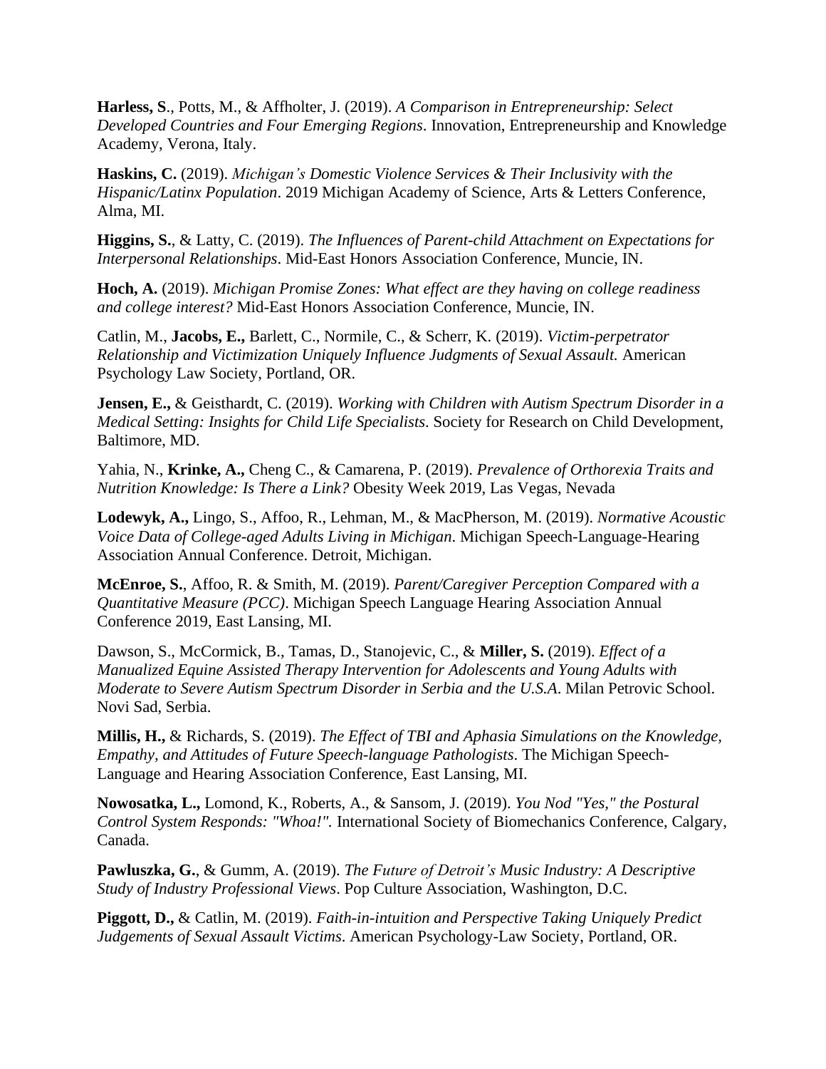**Harless, S**., Potts, M., & Affholter, J. (2019). *A Comparison in Entrepreneurship: Select Developed Countries and Four Emerging Regions*. Innovation, Entrepreneurship and Knowledge Academy, Verona, Italy.

**Haskins, C.** (2019). *Michigan's Domestic Violence Services & Their Inclusivity with the Hispanic/Latinx Population*. 2019 Michigan Academy of Science, Arts & Letters Conference, Alma, MI.

**Higgins, S.**, & Latty, C. (2019). *The Influences of Parent-child Attachment on Expectations for Interpersonal Relationships*. Mid-East Honors Association Conference, Muncie, IN.

**Hoch, A.** (2019). *Michigan Promise Zones: What effect are they having on college readiness and college interest?* Mid-East Honors Association Conference, Muncie, IN.

Catlin, M., **Jacobs, E.,** Barlett, C., Normile, C., & Scherr, K. (2019). *Victim-perpetrator Relationship and Victimization Uniquely Influence Judgments of Sexual Assault.* American Psychology Law Society, Portland, OR.

**Jensen, E.,** & Geisthardt, C. (2019). *Working with Children with Autism Spectrum Disorder in a Medical Setting: Insights for Child Life Specialists*. Society for Research on Child Development, Baltimore, MD.

Yahia, N., **Krinke, A.,** Cheng C., & Camarena, P. (2019). *Prevalence of Orthorexia Traits and Nutrition Knowledge: Is There a Link?* Obesity Week 2019, Las Vegas, Nevada

**Lodewyk, A.,** Lingo, S., Affoo, R., Lehman, M., & MacPherson, M. (2019). *Normative Acoustic Voice Data of College-aged Adults Living in Michigan*. Michigan Speech-Language-Hearing Association Annual Conference. Detroit, Michigan.

**McEnroe, S.**, Affoo, R. & Smith, M. (2019). *Parent/Caregiver Perception Compared with a Quantitative Measure (PCC)*. Michigan Speech Language Hearing Association Annual Conference 2019, East Lansing, MI.

Dawson, S., McCormick, B., Tamas, D., Stanojevic, C., & **Miller, S.** (2019). *Effect of a Manualized Equine Assisted Therapy Intervention for Adolescents and Young Adults with Moderate to Severe Autism Spectrum Disorder in Serbia and the U.S.A*. Milan Petrovic School. Novi Sad, Serbia.

**Millis, H.,** & Richards, S. (2019). *The Effect of TBI and Aphasia Simulations on the Knowledge, Empathy, and Attitudes of Future Speech-language Pathologists*. The Michigan Speech-Language and Hearing Association Conference, East Lansing, MI.

**Nowosatka, L.,** Lomond, K., Roberts, A., & Sansom, J. (2019). *You Nod "Yes," the Postural Control System Responds: "Whoa!".* International Society of Biomechanics Conference, Calgary, Canada.

**Pawluszka, G.**, & Gumm, A. (2019). *The Future of Detroit's Music Industry: A Descriptive Study of Industry Professional Views*. Pop Culture Association, Washington, D.C.

**Piggott, D.,** & Catlin, M. (2019). *Faith-in-intuition and Perspective Taking Uniquely Predict Judgements of Sexual Assault Victims*. American Psychology-Law Society, Portland, OR.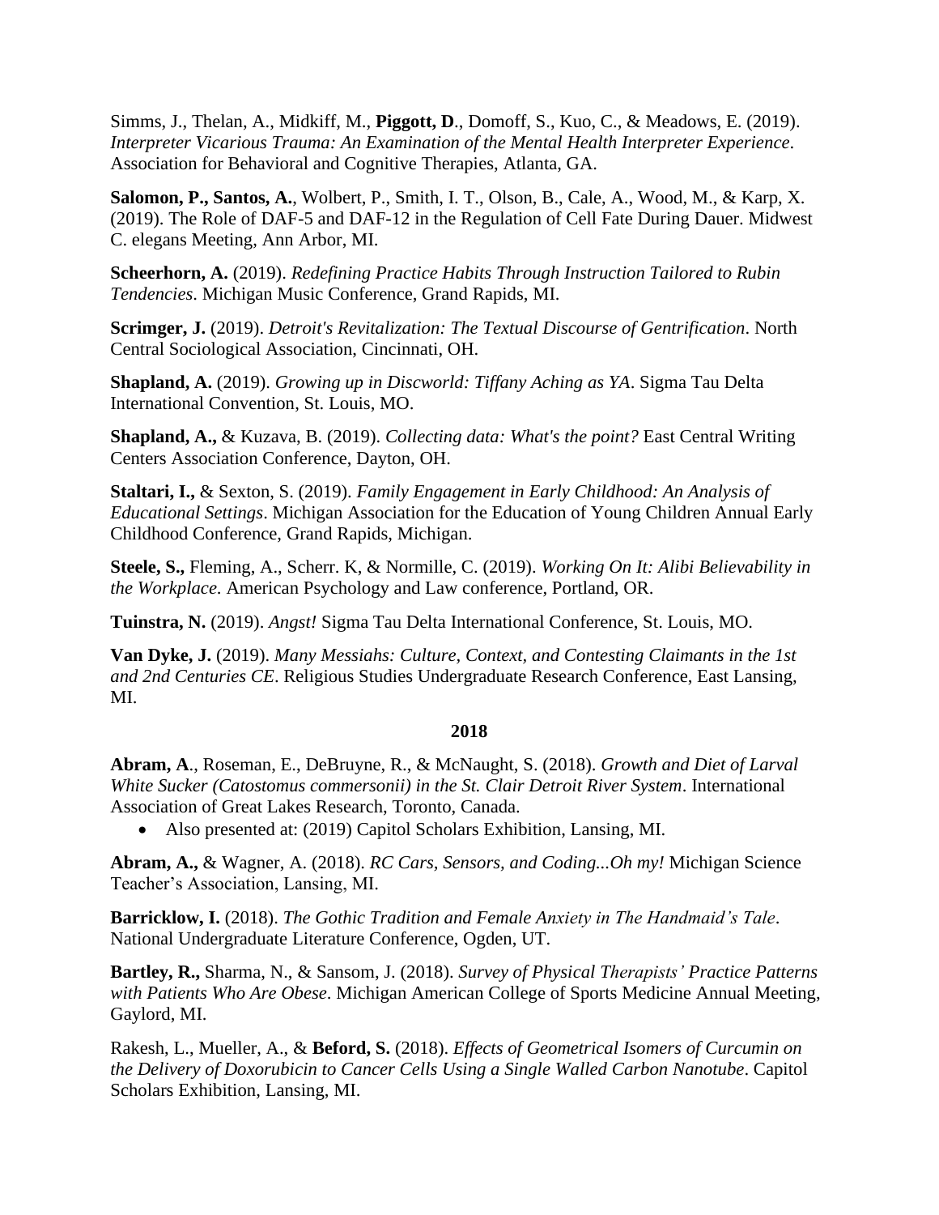Simms, J., Thelan, A., Midkiff, M., **Piggott, D**., Domoff, S., Kuo, C., & Meadows, E. (2019). *Interpreter Vicarious Trauma: An Examination of the Mental Health Interpreter Experience*. Association for Behavioral and Cognitive Therapies, Atlanta, GA.

**Salomon, P., Santos, A.**, Wolbert, P., Smith, I. T., Olson, B., Cale, A., Wood, M., & Karp, X. (2019). The Role of DAF-5 and DAF-12 in the Regulation of Cell Fate During Dauer. Midwest C. elegans Meeting, Ann Arbor, MI.

**Scheerhorn, A.** (2019). *Redefining Practice Habits Through Instruction Tailored to Rubin Tendencies*. Michigan Music Conference, Grand Rapids, MI.

**Scrimger, J.** (2019). *Detroit's Revitalization: The Textual Discourse of Gentrification*. North Central Sociological Association, Cincinnati, OH.

**Shapland, A.** (2019). *Growing up in Discworld: Tiffany Aching as YA*. Sigma Tau Delta International Convention, St. Louis, MO.

**Shapland, A.,** & Kuzava, B. (2019). *Collecting data: What's the point?* East Central Writing Centers Association Conference, Dayton, OH.

**Staltari, I.,** & Sexton, S. (2019). *Family Engagement in Early Childhood: An Analysis of Educational Settings*. Michigan Association for the Education of Young Children Annual Early Childhood Conference, Grand Rapids, Michigan.

**Steele, S.,** Fleming, A., Scherr. K, & Normille, C. (2019). *Working On It: Alibi Believability in the Workplace.* American Psychology and Law conference, Portland, OR.

**Tuinstra, N.** (2019). *Angst!* Sigma Tau Delta International Conference, St. Louis, MO.

**Van Dyke, J.** (2019). *Many Messiahs: Culture, Context, and Contesting Claimants in the 1st and 2nd Centuries CE*. Religious Studies Undergraduate Research Conference, East Lansing, MI.

**2018**

**Abram, A**., Roseman, E., DeBruyne, R., & McNaught, S. (2018). *Growth and Diet of Larval White Sucker (Catostomus commersonii) in the St. Clair Detroit River System*. International Association of Great Lakes Research, Toronto, Canada.

- Also presented at: (2019) Capitol Scholars Exhibition, Lansing, MI.

**Abram, A.,** & Wagner, A. (2018). *RC Cars, Sensors, and Coding...Oh my!* Michigan Science Teacher's Association, Lansing, MI.

**Barricklow, I.** (2018). *The Gothic Tradition and Female Anxiety in The Handmaid's Tale*. National Undergraduate Literature Conference, Ogden, UT.

**Bartley, R.,** Sharma, N., & Sansom, J. (2018). *Survey of Physical Therapists' Practice Patterns with Patients Who Are Obese*. Michigan American College of Sports Medicine Annual Meeting, Gaylord, MI.

Rakesh, L., Mueller, A., & **Beford, S.** (2018). *Effects of Geometrical Isomers of Curcumin on the Delivery of Doxorubicin to Cancer Cells Using a Single Walled Carbon Nanotube*. Capitol Scholars Exhibition, Lansing, MI.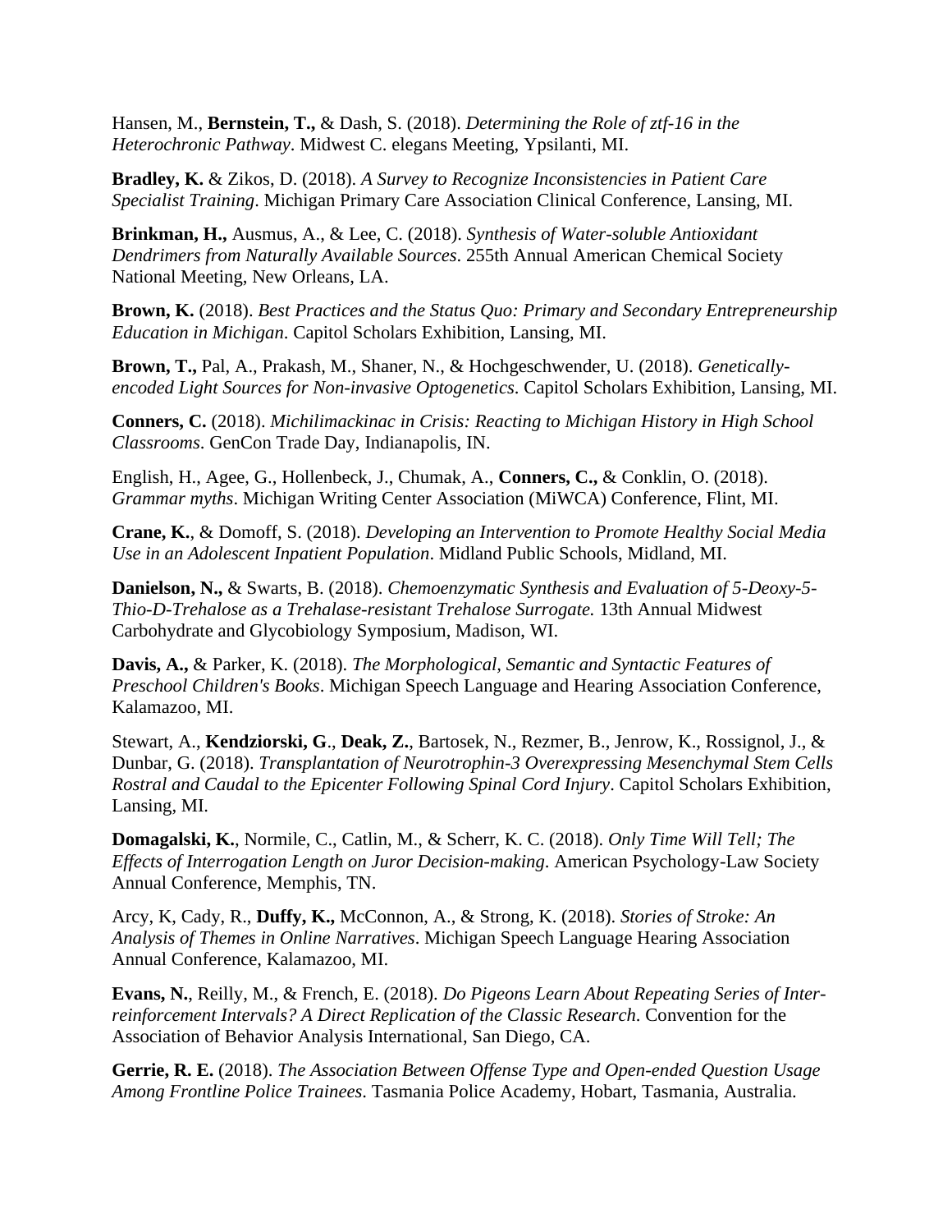Hansen, M., **Bernstein, T.,** & Dash, S. (2018). *Determining the Role of ztf-16 in the Heterochronic Pathway*. Midwest C. elegans Meeting, Ypsilanti, MI.

**Bradley, K.** & Zikos, D. (2018). *A Survey to Recognize Inconsistencies in Patient Care Specialist Training*. Michigan Primary Care Association Clinical Conference, Lansing, MI.

**Brinkman, H.,** Ausmus, A., & Lee, C. (2018). *Synthesis of Water-soluble Antioxidant Dendrimers from Naturally Available Sources*. 255th Annual American Chemical Society National Meeting, New Orleans, LA.

**Brown, K.** (2018). *Best Practices and the Status Quo: Primary and Secondary Entrepreneurship Education in Michigan*. Capitol Scholars Exhibition, Lansing, MI.

**Brown, T.,** Pal, A., Prakash, M., Shaner, N., & Hochgeschwender, U. (2018). *Genetically-encoded Light Sources for Non-invasive Optogenetics*. Capitol Scholars Exhibition, Lansing, MI.

**Conners, C.** (2018). *Michilimackinac in Crisis: Reacting to Michigan History in High School Classrooms*. GenCon Trade Day, Indianapolis, IN.

English, H., Agee, G., Hollenbeck, J., Chumak, A., **Conners, C.,** & Conklin, O. (2018). *Grammar myths*. Michigan Writing Center Association (MiWCA) Conference, Flint, MI.

**Crane, K.**, & Domoff, S. (2018). *Developing an Intervention to Promote Healthy Social Media Use in an Adolescent Inpatient Population*. Midland Public Schools, Midland, MI.

**Danielson, N.,** & Swarts, B. (2018). *Chemoenzymatic Synthesis and Evaluation of 5-Deoxy-5-Thio-D-Trehalose as a Trehalase-resistant Trehalose Surrogate.* 13th Annual Midwest Carbohydrate and Glycobiology Symposium, Madison, WI.

**Davis, A.,** & Parker, K. (2018). *The Morphological, Semantic and Syntactic Features of Preschool Children's Books*. Michigan Speech Language and Hearing Association Conference, Kalamazoo, MI.

Stewart, A., **Kendziorski, G**., **Deak, Z.**, Bartosek, N., Rezmer, B., Jenrow, K., Rossignol, J., & Dunbar, G. (2018). *Transplantation of Neurotrophin-3 Overexpressing Mesenchymal Stem Cells Rostral and Caudal to the Epicenter Following Spinal Cord Injury*. Capitol Scholars Exhibition, Lansing, MI.

**Domagalski, K.**, Normile, C., Catlin, M., & Scherr, K. C. (2018). *Only Time Will Tell; The Effects of Interrogation Length on Juror Decision-making*. American Psychology-Law Society Annual Conference, Memphis, TN.

Arcy, K, Cady, R., **Duffy, K.,** McConnon, A., & Strong, K. (2018). *Stories of Stroke: An Analysis of Themes in Online Narratives*. Michigan Speech Language Hearing Association Annual Conference, Kalamazoo, MI.

**Evans, N.**, Reilly, M., & French, E. (2018). *Do Pigeons Learn About Repeating Series of Inter-reinforcement Intervals? A Direct Replication of the Classic Research*. Convention for the Association of Behavior Analysis International, San Diego, CA.

**Gerrie, R. E.** (2018). *The Association Between Offense Type and Open-ended Question Usage Among Frontline Police Trainees*. Tasmania Police Academy, Hobart, Tasmania, Australia.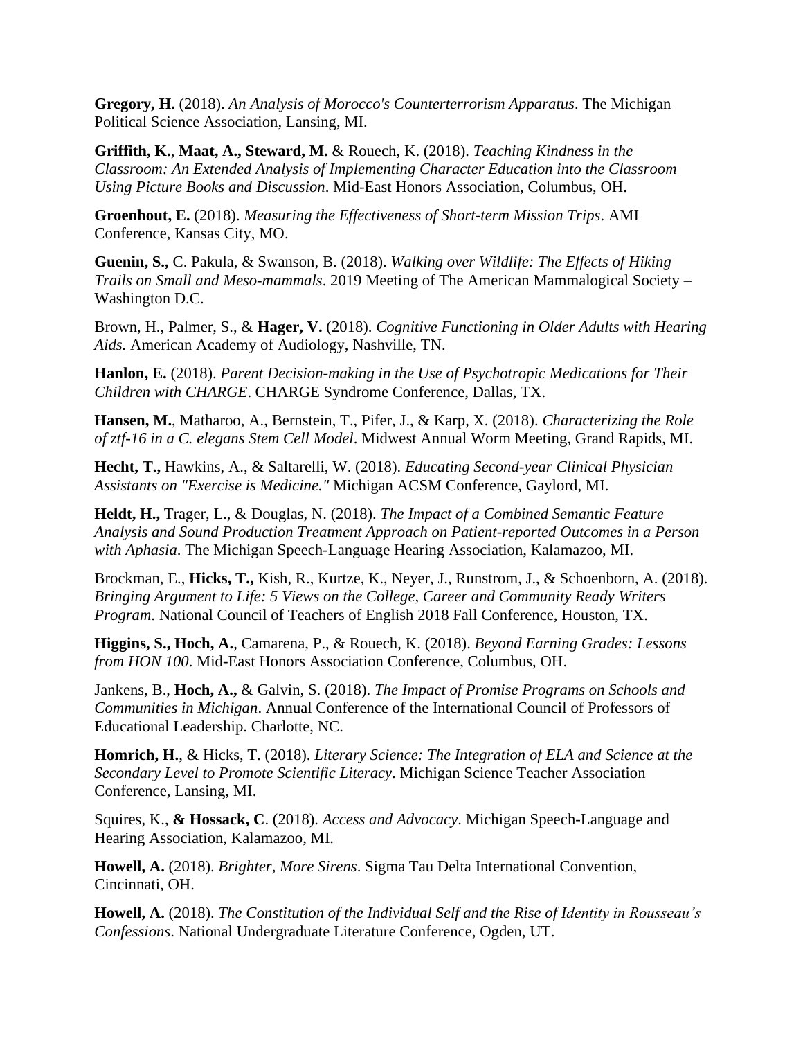**Gregory, H.** (2018). *An Analysis of Morocco's Counterterrorism Apparatus*. The Michigan Political Science Association, Lansing, MI.

**Griffith, K.**, **Maat, A.**, **Steward, M.** & Rouech, K. (2018). *Teaching Kindness in the Classroom: An Extended Analysis of Implementing Character Education into the Classroom Using Picture Books and Discussion*. Mid-East Honors Association, Columbus, OH.

**Groenhout, E.** (2018). *Measuring the Effectiveness of Short-term Mission Trips*. AMI Conference, Kansas City, MO.

**Guenin, S.,** C. Pakula, & Swanson, B. (2018). *Walking over Wildlife: The Effects of Hiking Trails on Small and Meso-mammals*. 2019 Meeting of The American Mammalogical Society – Washington D.C.

Brown, H., Palmer, S., & **Hager, V.** (2018). *Cognitive Functioning in Older Adults with Hearing Aids.* American Academy of Audiology, Nashville, TN.

**Hanlon, E.** (2018). *Parent Decision-making in the Use of Psychotropic Medications for Their Children with CHARGE*. CHARGE Syndrome Conference, Dallas, TX.

**Hansen, M.**, Matharoo, A., Bernstein, T., Pifer, J., & Karp, X. (2018). *Characterizing the Role of ztf-16 in a C. elegans Stem Cell Model*. Midwest Annual Worm Meeting, Grand Rapids, MI.

**Hecht, T.,** Hawkins, A., & Saltarelli, W. (2018). *Educating Second-year Clinical Physician Assistants on "Exercise is Medicine."* Michigan ACSM Conference, Gaylord, MI.

**Heldt, H.,** Trager, L., & Douglas, N. (2018). *The Impact of a Combined Semantic Feature Analysis and Sound Production Treatment Approach on Patient-reported Outcomes in a Person with Aphasia*. The Michigan Speech-Language Hearing Association, Kalamazoo, MI.

Brockman, E., **Hicks, T.,** Kish, R., Kurtze, K., Neyer, J., Runstrom, J., & Schoenborn, A. (2018). *Bringing Argument to Life: 5 Views on the College, Career and Community Ready Writers Program*. National Council of Teachers of English 2018 Fall Conference, Houston, TX.

**Higgins, S., Hoch, A.**, Camarena, P., & Rouech, K. (2018). *Beyond Earning Grades: Lessons from HON 100*. Mid-East Honors Association Conference, Columbus, OH.

Jankens, B., **Hoch, A.,** & Galvin, S. (2018). *The Impact of Promise Programs on Schools and Communities in Michigan*. Annual Conference of the International Council of Professors of Educational Leadership. Charlotte, NC.

**Homrich, H.**, & Hicks, T. (2018). *Literary Science: The Integration of ELA and Science at the Secondary Level to Promote Scientific Literacy*. Michigan Science Teacher Association Conference, Lansing, MI.

Squires, K., **& Hossack, C**. (2018). *Access and Advocacy*. Michigan Speech-Language and Hearing Association, Kalamazoo, MI.

**Howell, A.** (2018). *Brighter, More Sirens*. Sigma Tau Delta International Convention, Cincinnati, OH.

**Howell, A.** (2018). *The Constitution of the Individual Self and the Rise of Identity in Rousseau's Confessions*. National Undergraduate Literature Conference, Ogden, UT.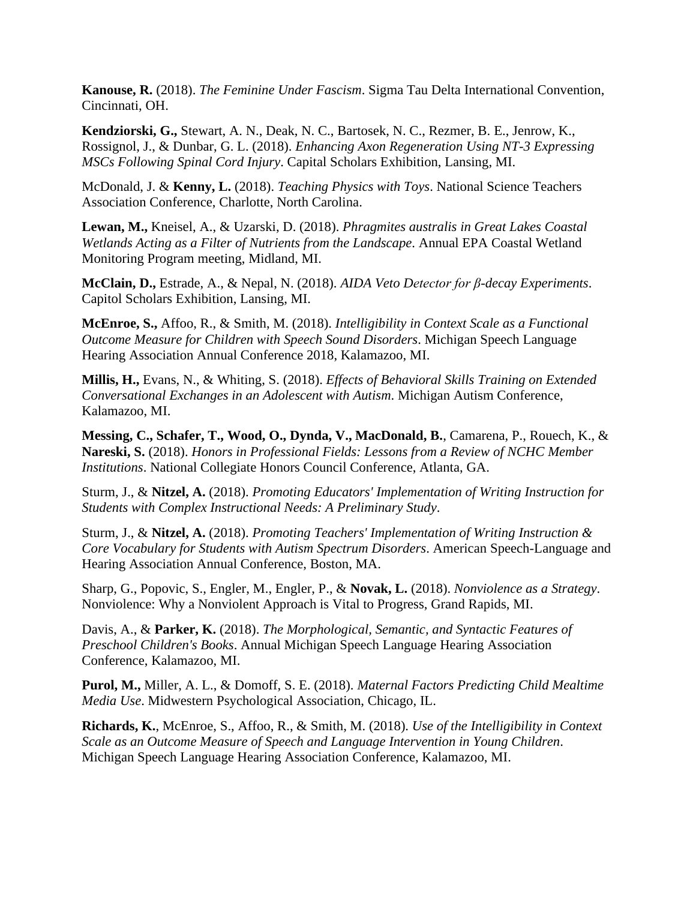**Kanouse, R.** (2018). *The Feminine Under Fascism*. Sigma Tau Delta International Convention, Cincinnati, OH.

**Kendziorski, G.,** Stewart, A. N., Deak, N. C., Bartosek, N. C., Rezmer, B. E., Jenrow, K., Rossignol, J., & Dunbar, G. L. (2018). *Enhancing Axon Regeneration Using NT-3 Expressing MSCs Following Spinal Cord Injury*. Capital Scholars Exhibition, Lansing, MI.

McDonald, J. & **Kenny, L.** (2018). *Teaching Physics with Toys*. National Science Teachers Association Conference, Charlotte, North Carolina.

**Lewan, M.,** Kneisel, A., & Uzarski, D. (2018). *Phragmites australis in Great Lakes Coastal Wetlands Acting as a Filter of Nutrients from the Landscape*. Annual EPA Coastal Wetland Monitoring Program meeting, Midland, MI.

**McClain, D.,** Estrade, A., & Nepal, N. (2018). *AIDA Veto Detector for β-decay Experiments*. Capitol Scholars Exhibition, Lansing, MI.

**McEnroe, S.,** Affoo, R., & Smith, M. (2018). *Intelligibility in Context Scale as a Functional Outcome Measure for Children with Speech Sound Disorders*. Michigan Speech Language Hearing Association Annual Conference 2018, Kalamazoo, MI.

**Millis, H.,** Evans, N., & Whiting, S. (2018). *Effects of Behavioral Skills Training on Extended Conversational Exchanges in an Adolescent with Autism*. Michigan Autism Conference, Kalamazoo, MI.

**Messing, C., Schafer, T., Wood, O., Dynda, V., MacDonald, B.**, Camarena, P., Rouech, K., & **Nareski, S.** (2018). *Honors in Professional Fields: Lessons from a Review of NCHC Member Institutions*. National Collegiate Honors Council Conference, Atlanta, GA.

Sturm, J., & **Nitzel, A.** (2018). *Promoting Educators' Implementation of Writing Instruction for Students with Complex Instructional Needs: A Preliminary Study*.

Sturm, J., & **Nitzel, A.** (2018). *Promoting Teachers' Implementation of Writing Instruction & Core Vocabulary for Students with Autism Spectrum Disorders*. American Speech-Language and Hearing Association Annual Conference, Boston, MA.

Sharp, G., Popovic, S., Engler, M., Engler, P., & **Novak, L.** (2018). *Nonviolence as a Strategy*. Nonviolence: Why a Nonviolent Approach is Vital to Progress, Grand Rapids, MI.

Davis, A., & **Parker, K.** (2018). *The Morphological, Semantic, and Syntactic Features of Preschool Children's Books*. Annual Michigan Speech Language Hearing Association Conference, Kalamazoo, MI.

**Purol, M.,** Miller, A. L., & Domoff, S. E. (2018). *Maternal Factors Predicting Child Mealtime Media Use*. Midwestern Psychological Association, Chicago, IL.

**Richards, K.**, McEnroe, S., Affoo, R., & Smith, M. (2018). *Use of the Intelligibility in Context Scale as an Outcome Measure of Speech and Language Intervention in Young Children*. Michigan Speech Language Hearing Association Conference, Kalamazoo, MI.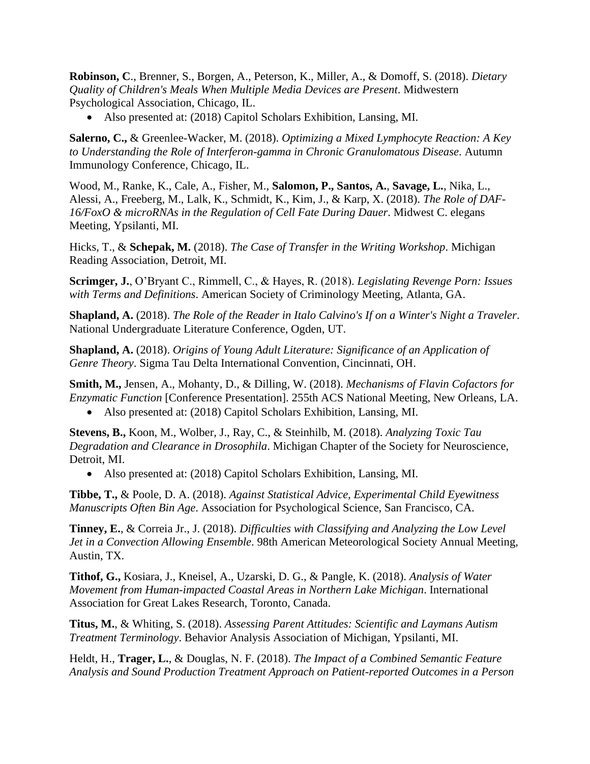**Robinson, C**., Brenner, S., Borgen, A., Peterson, K., Miller, A., & Domoff, S. (2018). *Dietary Quality of Children's Meals When Multiple Media Devices are Present*. Midwestern Psychological Association, Chicago, IL.

- Also presented at: (2018) Capitol Scholars Exhibition, Lansing, MI.

**Salerno, C.,** & Greenlee-Wacker, M. (2018). *Optimizing a Mixed Lymphocyte Reaction: A Key to Understanding the Role of Interferon-gamma in Chronic Granulomatous Disease*. Autumn Immunology Conference, Chicago, IL.

Wood, M., Ranke, K., Cale, A., Fisher, M., **Salomon, P., Santos, A.**, **Savage, L.**, Nika, L., Alessi, A., Freeberg, M., Lalk, K., Schmidt, K., Kim, J., & Karp, X. (2018). *The Role of DAF-16/FoxO & microRNAs in the Regulation of Cell Fate During Dauer*. Midwest C. elegans Meeting, Ypsilanti, MI.

Hicks, T., & **Schepak, M.** (2018). *The Case of Transfer in the Writing Workshop*. Michigan Reading Association, Detroit, MI.

**Scrimger, J.**, O'Bryant C., Rimmell, C., & Hayes, R. (2018). *Legislating Revenge Porn: Issues with Terms and Definitions*. American Society of Criminology Meeting, Atlanta, GA.

**Shapland, A.** (2018). *The Role of the Reader in Italo Calvino's If on a Winter's Night a Traveler*. National Undergraduate Literature Conference, Ogden, UT.

**Shapland, A.** (2018). *Origins of Young Adult Literature: Significance of an Application of Genre Theory*. Sigma Tau Delta International Convention, Cincinnati, OH.

**Smith, M.,** Jensen, A., Mohanty, D., & Dilling, W. (2018). *Mechanisms of Flavin Cofactors for Enzymatic Function* [Conference Presentation]. 255th ACS National Meeting, New Orleans, LA.

- Also presented at: (2018) Capitol Scholars Exhibition, Lansing, MI.

**Stevens, B.,** Koon, M., Wolber, J., Ray, C., & Steinhilb, M. (2018). *Analyzing Toxic Tau Degradation and Clearance in Drosophila*. Michigan Chapter of the Society for Neuroscience, Detroit, MI.

- Also presented at: (2018) Capitol Scholars Exhibition, Lansing, MI.

**Tibbe, T.,** & Poole, D. A. (2018). *Against Statistical Advice, Experimental Child Eyewitness Manuscripts Often Bin Age*. Association for Psychological Science, San Francisco, CA.

**Tinney, E.**, & Correia Jr., J. (2018). *Difficulties with Classifying and Analyzing the Low Level Jet in a Convection Allowing Ensemble*. 98th American Meteorological Society Annual Meeting, Austin, TX.

**Tithof, G.,** Kosiara, J., Kneisel, A., Uzarski, D. G., & Pangle, K. (2018). *Analysis of Water Movement from Human-impacted Coastal Areas in Northern Lake Michigan*. International Association for Great Lakes Research, Toronto, Canada.

**Titus, M.**, & Whiting, S. (2018). *Assessing Parent Attitudes: Scientific and Laymans Autism Treatment Terminology*. Behavior Analysis Association of Michigan, Ypsilanti, MI.

Heldt, H., **Trager, L.**, & Douglas, N. F. (2018). *The Impact of a Combined Semantic Feature Analysis and Sound Production Treatment Approach on Patient-reported Outcomes in a Person*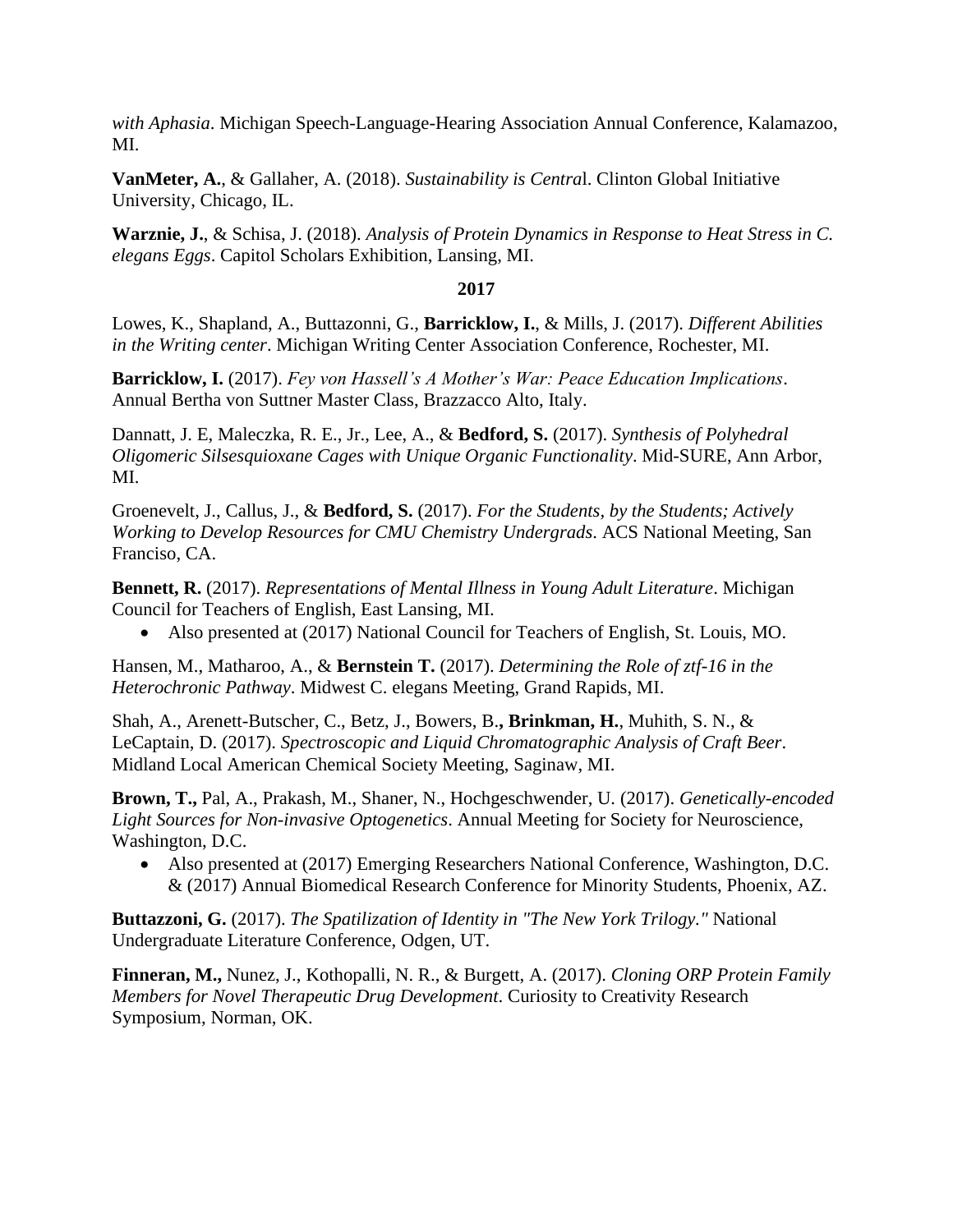*with Aphasia*. Michigan Speech-Language-Hearing Association Annual Conference, Kalamazoo, MI.

**VanMeter, A.**, & Gallaher, A. (2018). *Sustainability is Central*. Clinton Global Initiative University, Chicago, IL.

**Warznie, J.**, & Schisa, J. (2018). *Analysis of Protein Dynamics in Response to Heat Stress in C. elegans Eggs*. Capitol Scholars Exhibition, Lansing, MI.

**2017**

Lowes, K., Shapland, A., Buttazonni, G., **Barricklow, I.**, & Mills, J. (2017). *Different Abilities in the Writing center*. Michigan Writing Center Association Conference, Rochester, MI.

**Barricklow, I.** (2017). *Fey von Hassell's A Mother's War: Peace Education Implications*. Annual Bertha von Suttner Master Class, Brazzacco Alto, Italy.

Dannatt, J. E, Maleczka, R. E., Jr., Lee, A., & **Bedford, S.** (2017). *Synthesis of Polyhedral Oligomeric Silsesquioxane Cages with Unique Organic Functionality*. Mid-SURE, Ann Arbor, MI.

Groenevelt, J., Callus, J., & **Bedford, S.** (2017). *For the Students, by the Students; Actively Working to Develop Resources for CMU Chemistry Undergrads*. ACS National Meeting, San Franciso, CA.

**Bennett, R.** (2017). *Representations of Mental Illness in Young Adult Literature*. Michigan Council for Teachers of English, East Lansing, MI.

- Also presented at (2017) National Council for Teachers of English, St. Louis, MO.

Hansen, M., Matharoo, A., & **Bernstein T.** (2017). *Determining the Role of ztf-16 in the Heterochronic Pathway*. Midwest C. elegans Meeting, Grand Rapids, MI.

Shah, A., Arenett-Butscher, C., Betz, J., Bowers, B.**, Brinkman, H.**, Muhith, S. N., & LeCaptain, D. (2017). *Spectroscopic and Liquid Chromatographic Analysis of Craft Beer*. Midland Local American Chemical Society Meeting, Saginaw, MI.

**Brown, T.,** Pal, A., Prakash, M., Shaner, N., Hochgeschwender, U. (2017). *Genetically-encoded Light Sources for Non-invasive Optogenetics*. Annual Meeting for Society for Neuroscience, Washington, D.C.

- Also presented at (2017) Emerging Researchers National Conference, Washington, D.C. & (2017) Annual Biomedical Research Conference for Minority Students, Phoenix, AZ.

**Buttazzoni, G.** (2017). *The Spatilization of Identity in "The New York Trilogy."* National Undergraduate Literature Conference, Odgen, UT.

**Finneran, M.,** Nunez, J., Kothopalli, N. R., & Burgett, A. (2017). *Cloning ORP Protein Family Members for Novel Therapeutic Drug Development*. Curiosity to Creativity Research Symposium, Norman, OK.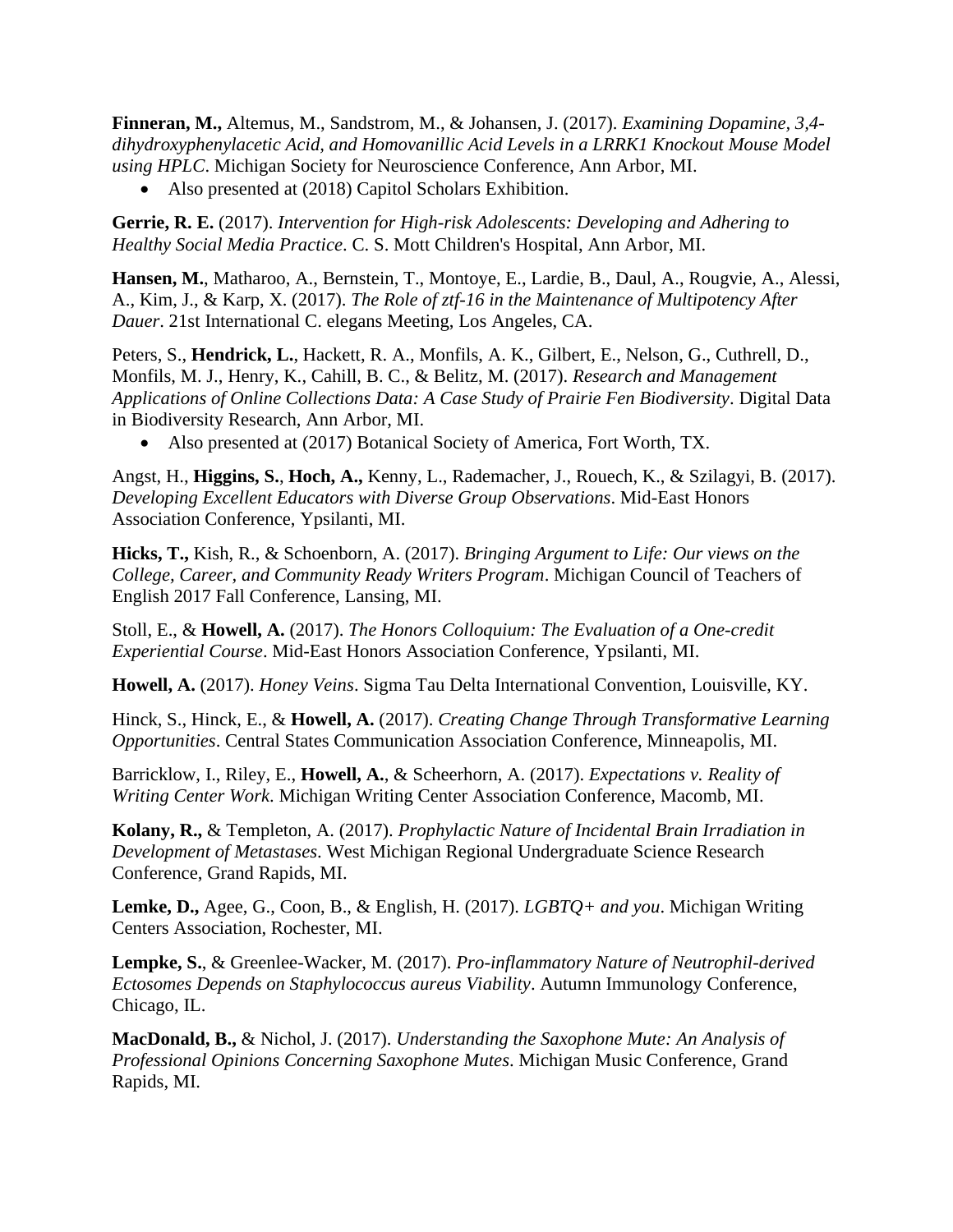**Finneran, M.,** Altemus, M., Sandstrom, M., & Johansen, J. (2017). *Examining Dopamine, 3,4-dihydroxyphenylacetic Acid, and Homovanillic Acid Levels in a LRRK1 Knockout Mouse Model using HPLC*. Michigan Society for Neuroscience Conference, Ann Arbor, MI.

- Also presented at (2018) Capitol Scholars Exhibition.

**Gerrie, R. E.** (2017). *Intervention for High-risk Adolescents: Developing and Adhering to Healthy Social Media Practice*. C. S. Mott Children's Hospital, Ann Arbor, MI.

**Hansen, M.**, Matharoo, A., Bernstein, T., Montoye, E., Lardie, B., Daul, A., Rougvie, A., Alessi, A., Kim, J., & Karp, X. (2017). *The Role of ztf-16 in the Maintenance of Multipotency After Dauer*. 21st International C. elegans Meeting, Los Angeles, CA.

Peters, S., **Hendrick, L.**, Hackett, R. A., Monfils, A. K., Gilbert, E., Nelson, G., Cuthrell, D., Monfils, M. J., Henry, K., Cahill, B. C., & Belitz, M. (2017). *Research and Management Applications of Online Collections Data: A Case Study of Prairie Fen Biodiversity*. Digital Data in Biodiversity Research, Ann Arbor, MI.

- Also presented at (2017) Botanical Society of America, Fort Worth, TX.

Angst, H., **Higgins, S.**, **Hoch, A.,** Kenny, L., Rademacher, J., Rouech, K., & Szilagyi, B. (2017). *Developing Excellent Educators with Diverse Group Observations*. Mid-East Honors Association Conference, Ypsilanti, MI.

**Hicks, T.,** Kish, R., & Schoenborn, A. (2017). *Bringing Argument to Life: Our views on the College, Career, and Community Ready Writers Program*. Michigan Council of Teachers of English 2017 Fall Conference, Lansing, MI.

Stoll, E., & **Howell, A.** (2017). *The Honors Colloquium: The Evaluation of a One-credit Experiential Course*. Mid-East Honors Association Conference, Ypsilanti, MI.

**Howell, A.** (2017). *Honey Veins*. Sigma Tau Delta International Convention, Louisville, KY.

Hinck, S., Hinck, E., & **Howell, A.** (2017). *Creating Change Through Transformative Learning Opportunities*. Central States Communication Association Conference, Minneapolis, MI.

Barricklow, I., Riley, E., **Howell, A.**, & Scheerhorn, A. (2017). *Expectations v. Reality of Writing Center Work*. Michigan Writing Center Association Conference, Macomb, MI.

**Kolany, R.,** & Templeton, A. (2017). *Prophylactic Nature of Incidental Brain Irradiation in Development of Metastases*. West Michigan Regional Undergraduate Science Research Conference, Grand Rapids, MI.

**Lemke, D.,** Agee, G., Coon, B., & English, H. (2017). *LGBTQ+ and you*. Michigan Writing Centers Association, Rochester, MI.

**Lempke, S.**, & Greenlee-Wacker, M. (2017). *Pro-inflammatory Nature of Neutrophil-derived Ectosomes Depends on Staphylococcus aureus Viability*. Autumn Immunology Conference, Chicago, IL.

**MacDonald, B.,** & Nichol, J. (2017). *Understanding the Saxophone Mute: An Analysis of Professional Opinions Concerning Saxophone Mutes*. Michigan Music Conference, Grand Rapids, MI.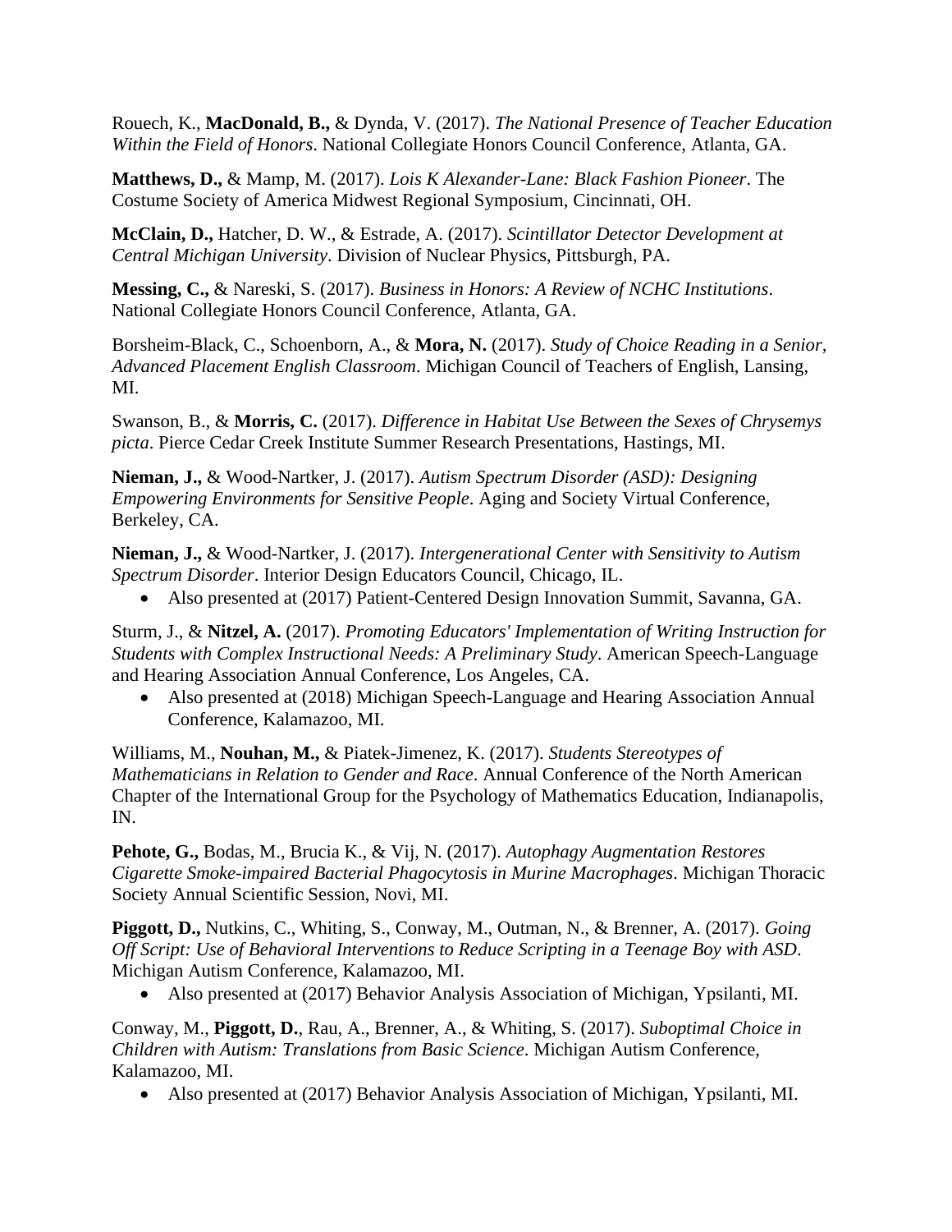Rouech, K., **MacDonald, B.,** & Dynda, V. (2017). *The National Presence of Teacher Education Within the Field of Honors*. National Collegiate Honors Council Conference, Atlanta, GA.

**Matthews, D.,** & Mamp, M. (2017). *Lois K Alexander-Lane: Black Fashion Pioneer*. The Costume Society of America Midwest Regional Symposium, Cincinnati, OH.

**McClain, D.,** Hatcher, D. W., & Estrade, A. (2017). *Scintillator Detector Development at Central Michigan University*. Division of Nuclear Physics, Pittsburgh, PA.

**Messing, C.,** & Nareski, S. (2017). *Business in Honors: A Review of NCHC Institutions*. National Collegiate Honors Council Conference, Atlanta, GA.

Borsheim-Black, C., Schoenborn, A., & **Mora, N.** (2017). *Study of Choice Reading in a Senior, Advanced Placement English Classroom*. Michigan Council of Teachers of English, Lansing, MI.

Swanson, B., & **Morris, C.** (2017). *Difference in Habitat Use Between the Sexes of Chrysemys picta*. Pierce Cedar Creek Institute Summer Research Presentations, Hastings, MI.

**Nieman, J.,** & Wood-Nartker, J. (2017). *Autism Spectrum Disorder (ASD): Designing Empowering Environments for Sensitive People*. Aging and Society Virtual Conference, Berkeley, CA.

**Nieman, J.,** & Wood-Nartker, J. (2017). *Intergenerational Center with Sensitivity to Autism Spectrum Disorder*. Interior Design Educators Council, Chicago, IL.

- Also presented at (2017) Patient-Centered Design Innovation Summit, Savanna, GA.

Sturm, J., & **Nitzel, A.** (2017). *Promoting Educators' Implementation of Writing Instruction for Students with Complex Instructional Needs: A Preliminary Study*. American Speech-Language and Hearing Association Annual Conference, Los Angeles, CA.

- Also presented at (2018) Michigan Speech-Language and Hearing Association Annual Conference, Kalamazoo, MI.

Williams, M., **Nouhan, M.,** & Piatek-Jimenez, K. (2017). *Students Stereotypes of Mathematicians in Relation to Gender and Race*. Annual Conference of the North American Chapter of the International Group for the Psychology of Mathematics Education, Indianapolis, IN.

**Pehote, G.,** Bodas, M., Brucia K., & Vij, N. (2017). *Autophagy Augmentation Restores Cigarette Smoke-impaired Bacterial Phagocytosis in Murine Macrophages*. Michigan Thoracic Society Annual Scientific Session, Novi, MI.

**Piggott, D.,** Nutkins, C., Whiting, S., Conway, M., Outman, N., & Brenner, A. (2017). *Going Off Script: Use of Behavioral Interventions to Reduce Scripting in a Teenage Boy with ASD*. Michigan Autism Conference, Kalamazoo, MI.

- Also presented at (2017) Behavior Analysis Association of Michigan, Ypsilanti, MI.

Conway, M., **Piggott, D.**, Rau, A., Brenner, A., & Whiting, S. (2017). *Suboptimal Choice in Children with Autism: Translations from Basic Science*. Michigan Autism Conference, Kalamazoo, MI.

- Also presented at (2017) Behavior Analysis Association of Michigan, Ypsilanti, MI.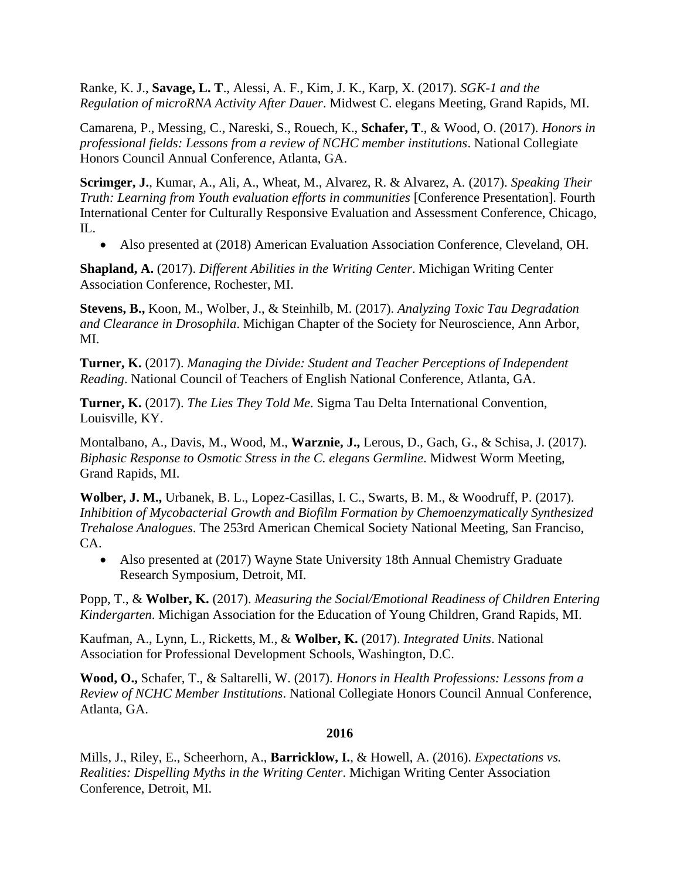Ranke, K. J., **Savage, L. T**., Alessi, A. F., Kim, J. K., Karp, X. (2017). *SGK-1 and the Regulation of microRNA Activity After Dauer*. Midwest C. elegans Meeting, Grand Rapids, MI.

Camarena, P., Messing, C., Nareski, S., Rouech, K., **Schafer, T**., & Wood, O. (2017). *Honors in professional fields: Lessons from a review of NCHC member institutions*. National Collegiate Honors Council Annual Conference, Atlanta, GA.

**Scrimger, J.**, Kumar, A., Ali, A., Wheat, M., Alvarez, R. & Alvarez, A. (2017). *Speaking Their Truth: Learning from Youth evaluation efforts in communities* [Conference Presentation]. Fourth International Center for Culturally Responsive Evaluation and Assessment Conference, Chicago, IL.

- Also presented at (2018) American Evaluation Association Conference, Cleveland, OH.

**Shapland, A.** (2017). *Different Abilities in the Writing Center*. Michigan Writing Center Association Conference, Rochester, MI.

**Stevens, B.,** Koon, M., Wolber, J., & Steinhilb, M. (2017). *Analyzing Toxic Tau Degradation and Clearance in Drosophila*. Michigan Chapter of the Society for Neuroscience, Ann Arbor, MI.

**Turner, K.** (2017). *Managing the Divide: Student and Teacher Perceptions of Independent Reading*. National Council of Teachers of English National Conference, Atlanta, GA.

**Turner, K.** (2017). *The Lies They Told Me*. Sigma Tau Delta International Convention, Louisville, KY.

Montalbano, A., Davis, M., Wood, M., **Warznie, J.,** Lerous, D., Gach, G., & Schisa, J. (2017). *Biphasic Response to Osmotic Stress in the C. elegans Germline*. Midwest Worm Meeting, Grand Rapids, MI.

**Wolber, J. M.,** Urbanek, B. L., Lopez-Casillas, I. C., Swarts, B. M., & Woodruff, P. (2017). *Inhibition of Mycobacterial Growth and Biofilm Formation by Chemoenzymatically Synthesized Trehalose Analogues*. The 253rd American Chemical Society National Meeting, San Franciso, CA.

- Also presented at (2017) Wayne State University 18th Annual Chemistry Graduate Research Symposium, Detroit, MI.

Popp, T., & **Wolber, K.** (2017). *Measuring the Social/Emotional Readiness of Children Entering Kindergarten*. Michigan Association for the Education of Young Children, Grand Rapids, MI.

Kaufman, A., Lynn, L., Ricketts, M., & **Wolber, K.** (2017). *Integrated Units*. National Association for Professional Development Schools, Washington, D.C.

**Wood, O.,** Schafer, T., & Saltarelli, W. (2017). *Honors in Health Professions: Lessons from a Review of NCHC Member Institutions*. National Collegiate Honors Council Annual Conference, Atlanta, GA.

**2016**

Mills, J., Riley, E., Scheerhorn, A., **Barricklow, I.**, & Howell, A. (2016). *Expectations vs. Realities: Dispelling Myths in the Writing Center*. Michigan Writing Center Association Conference, Detroit, MI.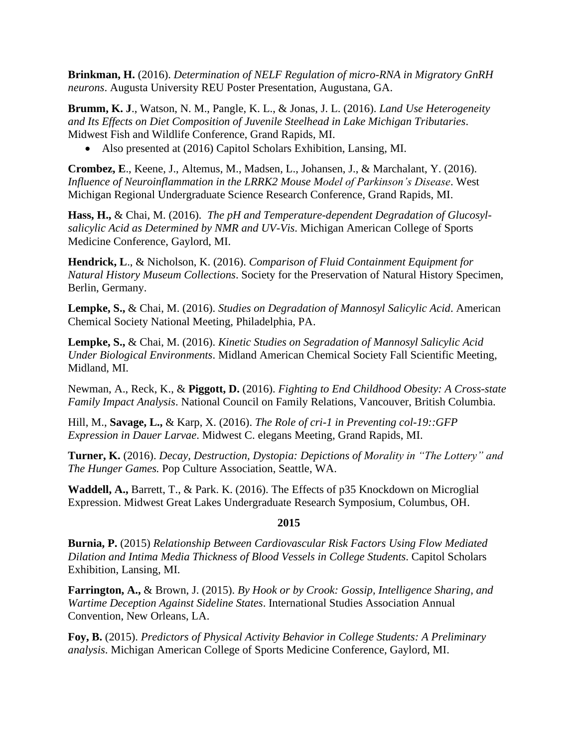**Brinkman, H.** (2016). *Determination of NELF Regulation of micro-RNA in Migratory GnRH neurons*. Augusta University REU Poster Presentation, Augustana, GA.

**Brumm, K. J**., Watson, N. M., Pangle, K. L., & Jonas, J. L. (2016). *Land Use Heterogeneity and Its Effects on Diet Composition of Juvenile Steelhead in Lake Michigan Tributaries*. Midwest Fish and Wildlife Conference, Grand Rapids, MI.

- Also presented at (2016) Capitol Scholars Exhibition, Lansing, MI.

**Crombez, E**., Keene, J., Altemus, M., Madsen, L., Johansen, J., & Marchalant, Y. (2016). *Influence of Neuroinflammation in the LRRK2 Mouse Model of Parkinson's Disease*. West Michigan Regional Undergraduate Science Research Conference, Grand Rapids, MI.

**Hass, H.,** & Chai, M. (2016). *The pH and Temperature-dependent Degradation of Glucosyl-salicylic Acid as Determined by NMR and UV-Vis*. Michigan American College of Sports Medicine Conference, Gaylord, MI.

**Hendrick, L**., & Nicholson, K. (2016). *Comparison of Fluid Containment Equipment for Natural History Museum Collections*. Society for the Preservation of Natural History Specimen, Berlin, Germany.

**Lempke, S.,** & Chai, M. (2016). *Studies on Degradation of Mannosyl Salicylic Acid*. American Chemical Society National Meeting, Philadelphia, PA.

**Lempke, S.,** & Chai, M. (2016). *Kinetic Studies on Segradation of Mannosyl Salicylic Acid Under Biological Environments*. Midland American Chemical Society Fall Scientific Meeting, Midland, MI.

Newman, A., Reck, K., & **Piggott, D.** (2016). *Fighting to End Childhood Obesity: A Cross-state Family Impact Analysis*. National Council on Family Relations, Vancouver, British Columbia.

Hill, M., **Savage, L.,** & Karp, X. (2016). *The Role of cri-1 in Preventing col-19::GFP Expression in Dauer Larvae*. Midwest C. elegans Meeting, Grand Rapids, MI.

**Turner, K.** (2016). *Decay, Destruction, Dystopia: Depictions of Morality in "The Lottery" and The Hunger Games.* Pop Culture Association, Seattle, WA.

**Waddell, A.,** Barrett, T., & Park. K. (2016). The Effects of p35 Knockdown on Microglial Expression. Midwest Great Lakes Undergraduate Research Symposium, Columbus, OH.

**2015**

**Burnia, P.** (2015) *Relationship Between Cardiovascular Risk Factors Using Flow Mediated Dilation and Intima Media Thickness of Blood Vessels in College Students*. Capitol Scholars Exhibition, Lansing, MI.

**Farrington, A.,** & Brown, J. (2015). *By Hook or by Crook: Gossip, Intelligence Sharing, and Wartime Deception Against Sideline States*. International Studies Association Annual Convention, New Orleans, LA.

**Foy, B.** (2015). *Predictors of Physical Activity Behavior in College Students: A Preliminary analysis*. Michigan American College of Sports Medicine Conference, Gaylord, MI.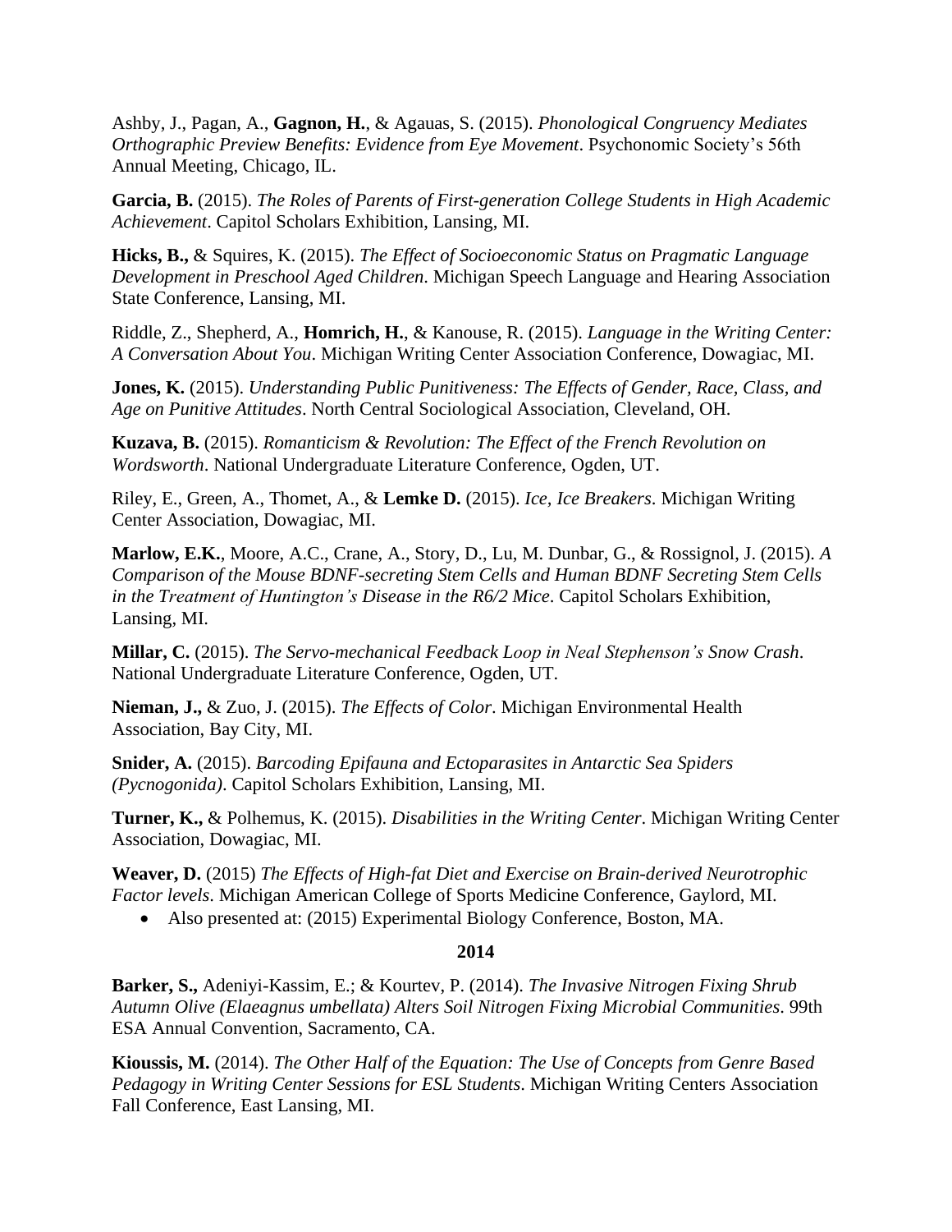Ashby, J., Pagan, A., **Gagnon, H.**, & Agauas, S. (2015). *Phonological Congruency Mediates Orthographic Preview Benefits: Evidence from Eye Movement*. Psychonomic Society's 56th Annual Meeting, Chicago, IL.

**Garcia, B.** (2015). *The Roles of Parents of First-generation College Students in High Academic Achievement*. Capitol Scholars Exhibition, Lansing, MI.

**Hicks, B.,** & Squires, K. (2015). *The Effect of Socioeconomic Status on Pragmatic Language Development in Preschool Aged Children*. Michigan Speech Language and Hearing Association State Conference, Lansing, MI.

Riddle, Z., Shepherd, A., **Homrich, H.**, & Kanouse, R. (2015). *Language in the Writing Center: A Conversation About You*. Michigan Writing Center Association Conference, Dowagiac, MI.

**Jones, K.** (2015). *Understanding Public Punitiveness: The Effects of Gender, Race, Class, and Age on Punitive Attitudes*. North Central Sociological Association, Cleveland, OH.

**Kuzava, B.** (2015). *Romanticism & Revolution: The Effect of the French Revolution on Wordsworth*. National Undergraduate Literature Conference, Ogden, UT.

Riley, E., Green, A., Thomet, A., & **Lemke D.** (2015). *Ice, Ice Breakers*. Michigan Writing Center Association, Dowagiac, MI.

**Marlow, E.K.**, Moore, A.C., Crane, A., Story, D., Lu, M. Dunbar, G., & Rossignol, J. (2015). *A Comparison of the Mouse BDNF-secreting Stem Cells and Human BDNF Secreting Stem Cells in the Treatment of Huntington's Disease in the R6/2 Mice*. Capitol Scholars Exhibition, Lansing, MI.

**Millar, C.** (2015). *The Servo-mechanical Feedback Loop in Neal Stephenson's Snow Crash*. National Undergraduate Literature Conference, Ogden, UT.

**Nieman, J.,** & Zuo, J. (2015). *The Effects of Color*. Michigan Environmental Health Association, Bay City, MI.

**Snider, A.** (2015). *Barcoding Epifauna and Ectoparasites in Antarctic Sea Spiders (Pycnogonida)*. Capitol Scholars Exhibition, Lansing, MI.

**Turner, K.,** & Polhemus, K. (2015). *Disabilities in the Writing Center*. Michigan Writing Center Association, Dowagiac, MI.

**Weaver, D.** (2015) *The Effects of High-fat Diet and Exercise on Brain-derived Neurotrophic Factor levels*. Michigan American College of Sports Medicine Conference, Gaylord, MI.

- Also presented at: (2015) Experimental Biology Conference, Boston, MA.

**2014**

**Barker, S.,** Adeniyi-Kassim, E.; & Kourtev, P. (2014). *The Invasive Nitrogen Fixing Shrub Autumn Olive (Elaeagnus umbellata) Alters Soil Nitrogen Fixing Microbial Communities*. 99th ESA Annual Convention, Sacramento, CA.

**Kioussis, M.** (2014). *The Other Half of the Equation: The Use of Concepts from Genre Based Pedagogy in Writing Center Sessions for ESL Students*. Michigan Writing Centers Association Fall Conference, East Lansing, MI.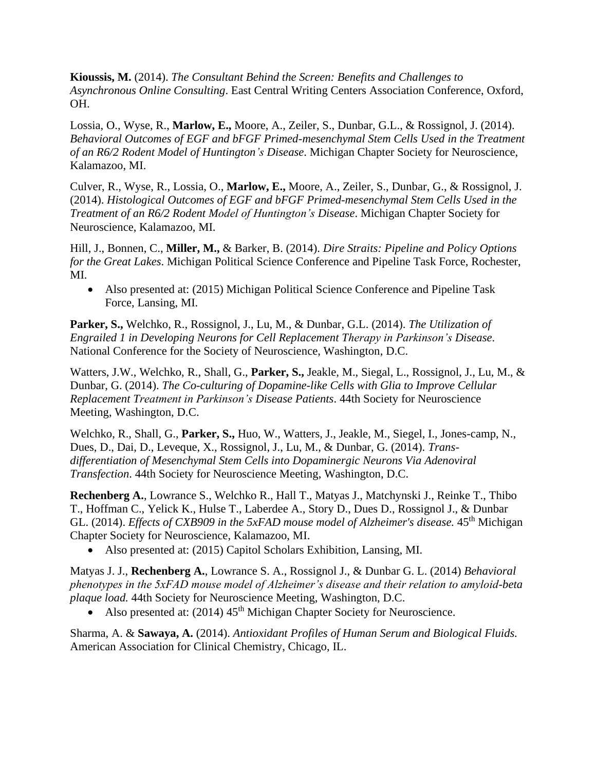**Kioussis, M.** (2014). *The Consultant Behind the Screen: Benefits and Challenges to Asynchronous Online Consulting*. East Central Writing Centers Association Conference, Oxford, OH.

Lossia, O., Wyse, R., **Marlow, E.,** Moore, A., Zeiler, S., Dunbar, G.L., & Rossignol, J. (2014). *Behavioral Outcomes of EGF and bFGF Primed-mesenchymal Stem Cells Used in the Treatment of an R6/2 Rodent Model of Huntington's Disease*. Michigan Chapter Society for Neuroscience, Kalamazoo, MI.

Culver, R., Wyse, R., Lossia, O., **Marlow, E.,** Moore, A., Zeiler, S., Dunbar, G., & Rossignol, J. (2014). *Histological Outcomes of EGF and bFGF Primed-mesenchymal Stem Cells Used in the Treatment of an R6/2 Rodent Model of Huntington's Disease*. Michigan Chapter Society for Neuroscience, Kalamazoo, MI.

Hill, J., Bonnen, C., **Miller, M.,** & Barker, B. (2014). *Dire Straits: Pipeline and Policy Options for the Great Lakes*. Michigan Political Science Conference and Pipeline Task Force, Rochester, MI.

- Also presented at: (2015) Michigan Political Science Conference and Pipeline Task Force, Lansing, MI.

**Parker, S.,** Welchko, R., Rossignol, J., Lu, M., & Dunbar, G.L. (2014). *The Utilization of Engrailed 1 in Developing Neurons for Cell Replacement Therapy in Parkinson's Disease*. National Conference for the Society of Neuroscience, Washington, D.C.

Watters, J.W., Welchko, R., Shall, G., **Parker, S.,** Jeakle, M., Siegal, L., Rossignol, J., Lu, M., & Dunbar, G. (2014). *The Co-culturing of Dopamine-like Cells with Glia to Improve Cellular Replacement Treatment in Parkinson's Disease Patients*. 44th Society for Neuroscience Meeting, Washington, D.C.

Welchko, R., Shall, G., **Parker, S.,** Huo, W., Watters, J., Jeakle, M., Siegel, I., Jones-camp, N., Dues, D., Dai, D., Leveque, X., Rossignol, J., Lu, M., & Dunbar, G. (2014). *Trans-differentiation of Mesenchymal Stem Cells into Dopaminergic Neurons Via Adenoviral Transfection*. 44th Society for Neuroscience Meeting, Washington, D.C.

**Rechenberg A.**, Lowrance S., Welchko R., Hall T., Matyas J., Matchynski J., Reinke T., Thibo T., Hoffman C., Yelick K., Hulse T., Laberdee A., Story D., Dues D., Rossignol J., & Dunbar GL. (2014). *Effects of CXB909 in the 5xFAD mouse model of Alzheimer's disease.* 45th Michigan Chapter Society for Neuroscience, Kalamazoo, MI.

- Also presented at: (2015) Capitol Scholars Exhibition, Lansing, MI.

Matyas J. J., **Rechenberg A.**, Lowrance S. A., Rossignol J., & Dunbar G. L. (2014) *Behavioral phenotypes in the 5xFAD mouse model of Alzheimer's disease and their relation to amyloid-beta plaque load.* 44th Society for Neuroscience Meeting, Washington, D.C.

- Also presented at: (2014) 45th Michigan Chapter Society for Neuroscience.

Sharma, A. & **Sawaya, A.** (2014). *Antioxidant Profiles of Human Serum and Biological Fluids.* American Association for Clinical Chemistry, Chicago, IL.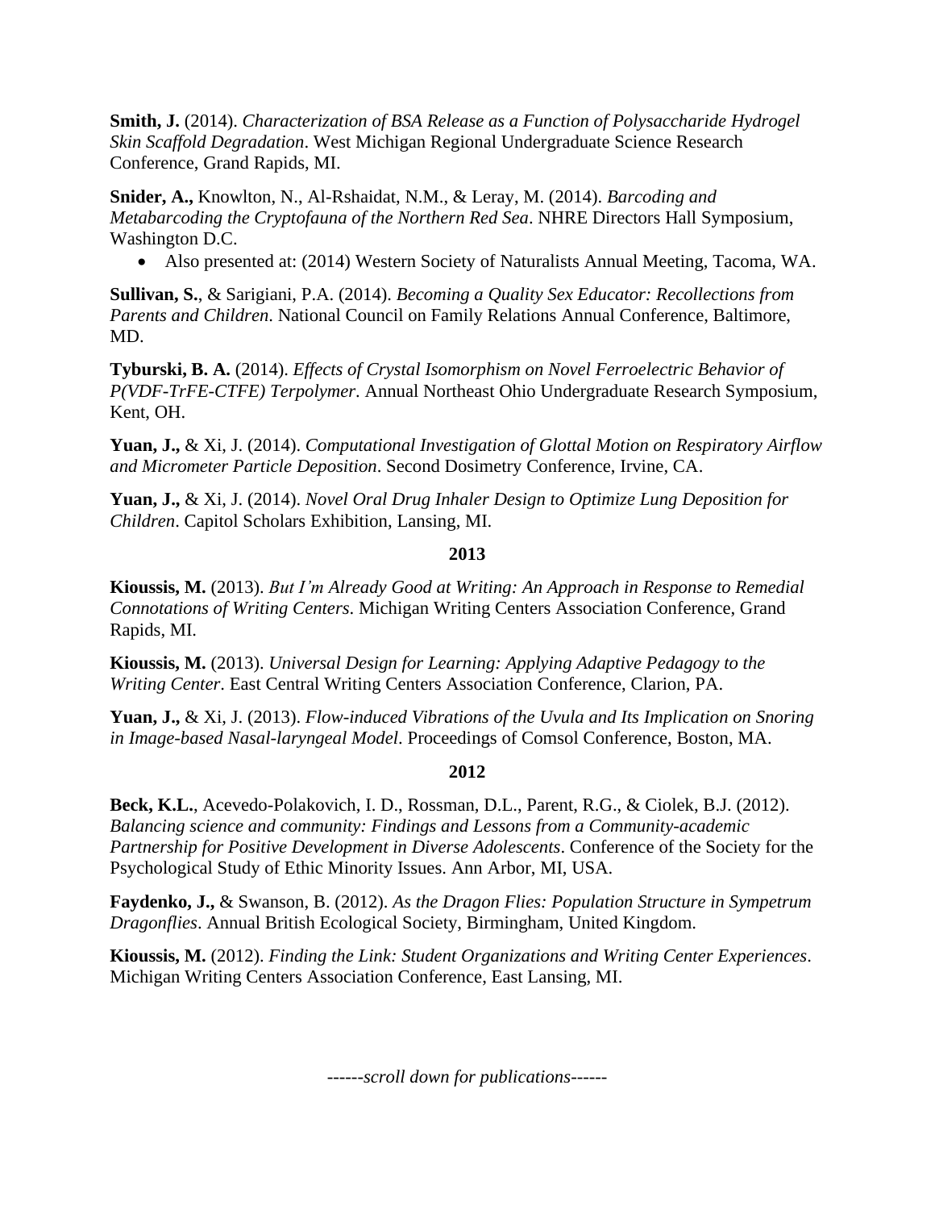**Smith, J.** (2014). *Characterization of BSA Release as a Function of Polysaccharide Hydrogel Skin Scaffold Degradation*. West Michigan Regional Undergraduate Science Research Conference, Grand Rapids, MI.

**Snider, A.,** Knowlton, N., Al-Rshaidat, N.M., & Leray, M. (2014). *Barcoding and Metabarcoding the Cryptofauna of the Northern Red Sea*. NHRE Directors Hall Symposium, Washington D.C.

- Also presented at: (2014) Western Society of Naturalists Annual Meeting, Tacoma, WA.

**Sullivan, S.**, & Sarigiani, P.A. (2014). *Becoming a Quality Sex Educator: Recollections from Parents and Children*. National Council on Family Relations Annual Conference, Baltimore, MD.

**Tyburski, B. A.** (2014). *Effects of Crystal Isomorphism on Novel Ferroelectric Behavior of P(VDF-TrFE-CTFE) Terpolymer*. Annual Northeast Ohio Undergraduate Research Symposium, Kent, OH.

**Yuan, J.,** & Xi, J. (2014). *Computational Investigation of Glottal Motion on Respiratory Airflow and Micrometer Particle Deposition*. Second Dosimetry Conference, Irvine, CA.

**Yuan, J.,** & Xi, J. (2014). *Novel Oral Drug Inhaler Design to Optimize Lung Deposition for Children*. Capitol Scholars Exhibition, Lansing, MI.

### 2013

**Kioussis, M.** (2013). *But I'm Already Good at Writing: An Approach in Response to Remedial Connotations of Writing Centers*. Michigan Writing Centers Association Conference, Grand Rapids, MI.

**Kioussis, M.** (2013). *Universal Design for Learning: Applying Adaptive Pedagogy to the Writing Center*. East Central Writing Centers Association Conference, Clarion, PA.

**Yuan, J.,** & Xi, J. (2013). *Flow-induced Vibrations of the Uvula and Its Implication on Snoring in Image-based Nasal-laryngeal Model*. Proceedings of Comsol Conference, Boston, MA.

### 2012

**Beck, K.L.**, Acevedo-Polakovich, I. D., Rossman, D.L., Parent, R.G., & Ciolek, B.J. (2012). *Balancing science and community: Findings and Lessons from a Community-academic Partnership for Positive Development in Diverse Adolescents*. Conference of the Society for the Psychological Study of Ethic Minority Issues. Ann Arbor, MI, USA.

**Faydenko, J.,** & Swanson, B. (2012). *As the Dragon Flies: Population Structure in Sympetrum Dragonflies*. Annual British Ecological Society, Birmingham, United Kingdom.

**Kioussis, M.** (2012). *Finding the Link: Student Organizations and Writing Center Experiences*. Michigan Writing Centers Association Conference, East Lansing, MI.

*------scroll down for publications------*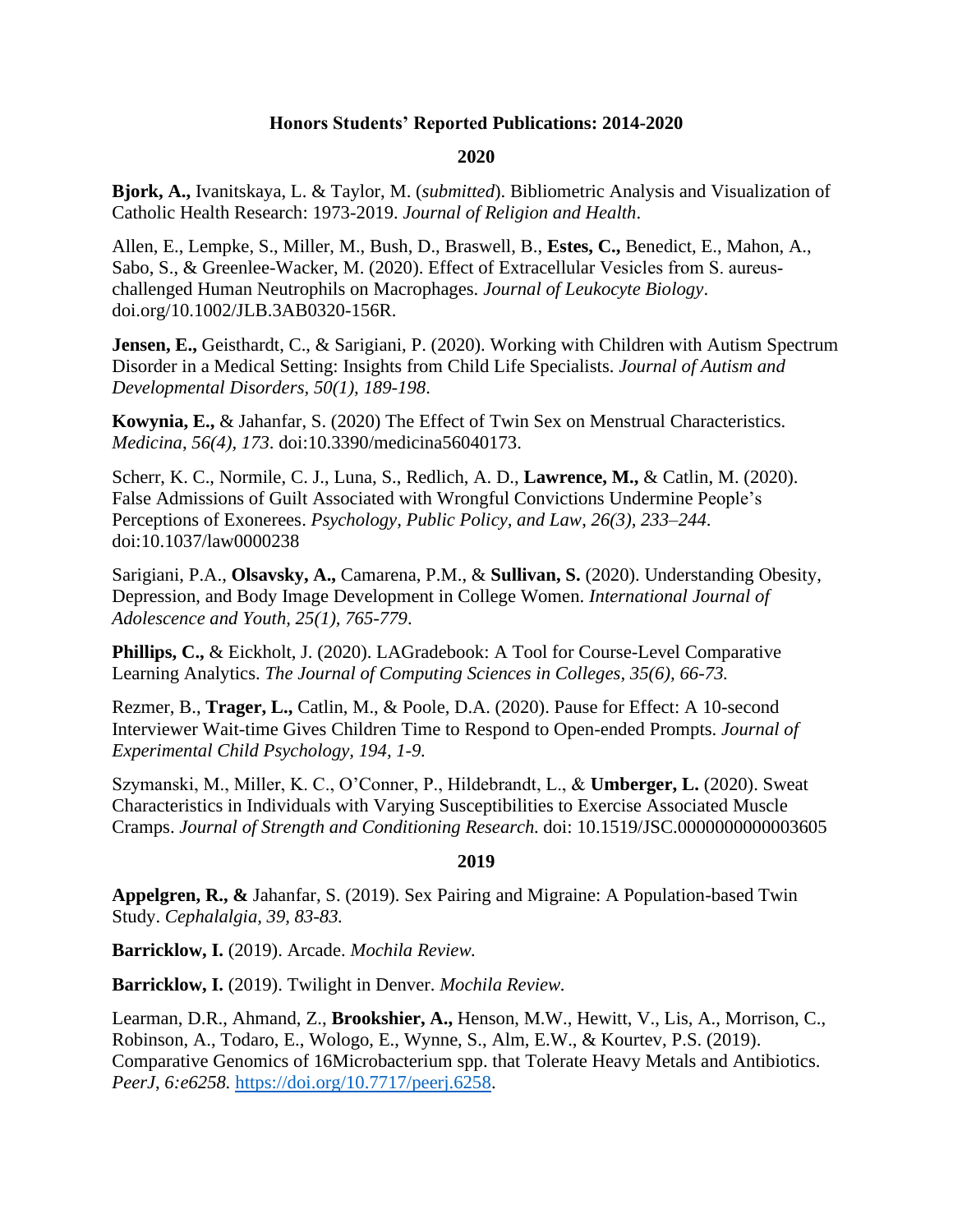# Honors Students' Reported Publications: 2014-2020

## 2020

**Bjork, A.,** Ivanitskaya, L. & Taylor, M. (*submitted*). Bibliometric Analysis and Visualization of Catholic Health Research: 1973-2019. *Journal of Religion and Health*.

Allen, E., Lempke, S., Miller, M., Bush, D., Braswell, B., **Estes, C.,** Benedict, E., Mahon, A., Sabo, S., & Greenlee-Wacker, M. (2020). Effect of Extracellular Vesicles from S. aureus-challenged Human Neutrophils on Macrophages. *Journal of Leukocyte Biology*. doi.org/10.1002/JLB.3AB0320-156R.

**Jensen, E.,** Geisthardt, C., & Sarigiani, P. (2020). Working with Children with Autism Spectrum Disorder in a Medical Setting: Insights from Child Life Specialists. *Journal of Autism and Developmental Disorders, 50(1), 189-198*.

**Kowynia, E.,** & Jahanfar, S. (2020) The Effect of Twin Sex on Menstrual Characteristics. *Medicina, 56(4), 173*. doi:10.3390/medicina56040173.

Scherr, K. C., Normile, C. J., Luna, S., Redlich, A. D., **Lawrence, M.,** & Catlin, M. (2020). False Admissions of Guilt Associated with Wrongful Convictions Undermine People's Perceptions of Exonerees. *Psychology, Public Policy, and Law, 26(3), 233–244*. doi:10.1037/law0000238

Sarigiani, P.A., **Olsavsky, A.,** Camarena, P.M., & **Sullivan, S.** (2020). Understanding Obesity, Depression, and Body Image Development in College Women. *International Journal of Adolescence and Youth, 25(1), 765-779*.

**Phillips, C.,** & Eickholt, J. (2020). LAGradebook: A Tool for Course-Level Comparative Learning Analytics. *The Journal of Computing Sciences in Colleges, 35(6), 66-73.*

Rezmer, B., **Trager, L.,** Catlin, M., & Poole, D.A. (2020). Pause for Effect: A 10-second Interviewer Wait-time Gives Children Time to Respond to Open-ended Prompts. *Journal of Experimental Child Psychology, 194, 1-9.*

Szymanski, M., Miller, K. C., O'Conner, P., Hildebrandt, L., & **Umberger, L.** (2020). Sweat Characteristics in Individuals with Varying Susceptibilities to Exercise Associated Muscle Cramps. *Journal of Strength and Conditioning Research.* doi: 10.1519/JSC.0000000000003605

## 2019

**Appelgren, R., &** Jahanfar, S. (2019). Sex Pairing and Migraine: A Population-based Twin Study. *Cephalalgia, 39, 83-83.*

**Barricklow, I.** (2019). Arcade. *Mochila Review.*

**Barricklow, I.** (2019). Twilight in Denver. *Mochila Review.*

Learman, D.R., Ahmand, Z., **Brookshier, A.,** Henson, M.W., Hewitt, V., Lis, A., Morrison, C., Robinson, A., Todaro, E., Wologo, E., Wynne, S., Alm, E.W., & Kourtev, P.S. (2019). Comparative Genomics of 16Microbacterium spp. that Tolerate Heavy Metals and Antibiotics. *PeerJ, 6:e6258.* https://doi.org/10.7717/peerj.6258.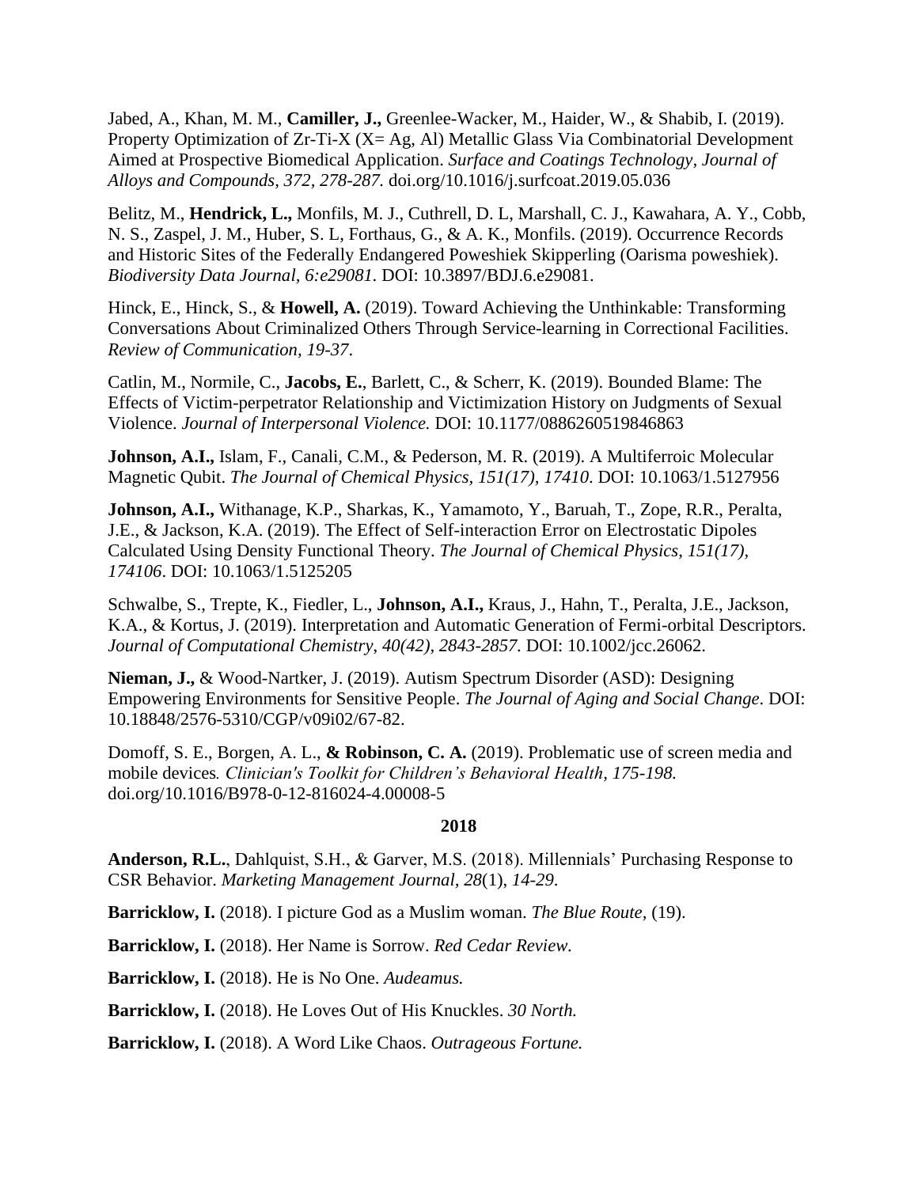Jabed, A., Khan, M. M., **Camiller, J.,** Greenlee-Wacker, M., Haider, W., & Shabib, I. (2019). Property Optimization of Zr-Ti-X (X= Ag, Al) Metallic Glass Via Combinatorial Development Aimed at Prospective Biomedical Application. *Surface and Coatings Technology, Journal of Alloys and Compounds, 372, 278-287.* doi.org/10.1016/j.surfcoat.2019.05.036

Belitz, M., **Hendrick, L.,** Monfils, M. J., Cuthrell, D. L, Marshall, C. J., Kawahara, A. Y., Cobb, N. S., Zaspel, J. M., Huber, S. L, Forthaus, G., & A. K., Monfils. (2019). Occurrence Records and Historic Sites of the Federally Endangered Poweshiek Skipperling (Oarisma poweshiek). *Biodiversity Data Journal, 6:e29081.* DOI: 10.3897/BDJ.6.e29081.

Hinck, E., Hinck, S., & **Howell, A.** (2019). Toward Achieving the Unthinkable: Transforming Conversations About Criminalized Others Through Service-learning in Correctional Facilities. *Review of Communication, 19-37*.

Catlin, M., Normile, C., **Jacobs, E.**, Barlett, C., & Scherr, K. (2019). Bounded Blame: The Effects of Victim-perpetrator Relationship and Victimization History on Judgments of Sexual Violence. *Journal of Interpersonal Violence.* DOI: 10.1177/0886260519846863

**Johnson, A.I.,** Islam, F., Canali, C.M., & Pederson, M. R. (2019). A Multiferroic Molecular Magnetic Qubit. *The Journal of Chemical Physics, 151(17), 17410*. DOI: 10.1063/1.5127956

**Johnson, A.I.,** Withanage, K.P., Sharkas, K., Yamamoto, Y., Baruah, T., Zope, R.R., Peralta, J.E., & Jackson, K.A. (2019). The Effect of Self-interaction Error on Electrostatic Dipoles Calculated Using Density Functional Theory. *The Journal of Chemical Physics*, *151(17), 174106*. DOI: 10.1063/1.5125205

Schwalbe, S., Trepte, K., Fiedler, L., **Johnson, A.I.,** Kraus, J., Hahn, T., Peralta, J.E., Jackson, K.A., & Kortus, J. (2019). Interpretation and Automatic Generation of Fermi-orbital Descriptors. *Journal of Computational Chemistry*, *40(42), 2843-2857*. DOI: 10.1002/jcc.26062.

**Nieman, J.,** & Wood-Nartker, J. (2019). Autism Spectrum Disorder (ASD): Designing Empowering Environments for Sensitive People. *The Journal of Aging and Social Change*. DOI: 10.18848/2576-5310/CGP/v09i02/67-82.

Domoff, S. E., Borgen, A. L., **& Robinson, C. A.** (2019). Problematic use of screen media and mobile devices*. Clinician's Toolkit for Children's Behavioral Health, 175-198.* doi.org/10.1016/B978-0-12-816024-4.00008-5

## 2018

**Anderson, R.L.**, Dahlquist, S.H., & Garver, M.S. (2018). Millennials' Purchasing Response to CSR Behavior. *Marketing Management Journal, 28*(1)*, 14-29.*

**Barricklow, I.** (2018). I picture God as a Muslim woman. *The Blue Route*, (19).

**Barricklow, I.** (2018). Her Name is Sorrow. *Red Cedar Review.*

**Barricklow, I.** (2018). He is No One. *Audeamus.*

**Barricklow, I.** (2018). He Loves Out of His Knuckles. *30 North.*

**Barricklow, I.** (2018). A Word Like Chaos. *Outrageous Fortune.*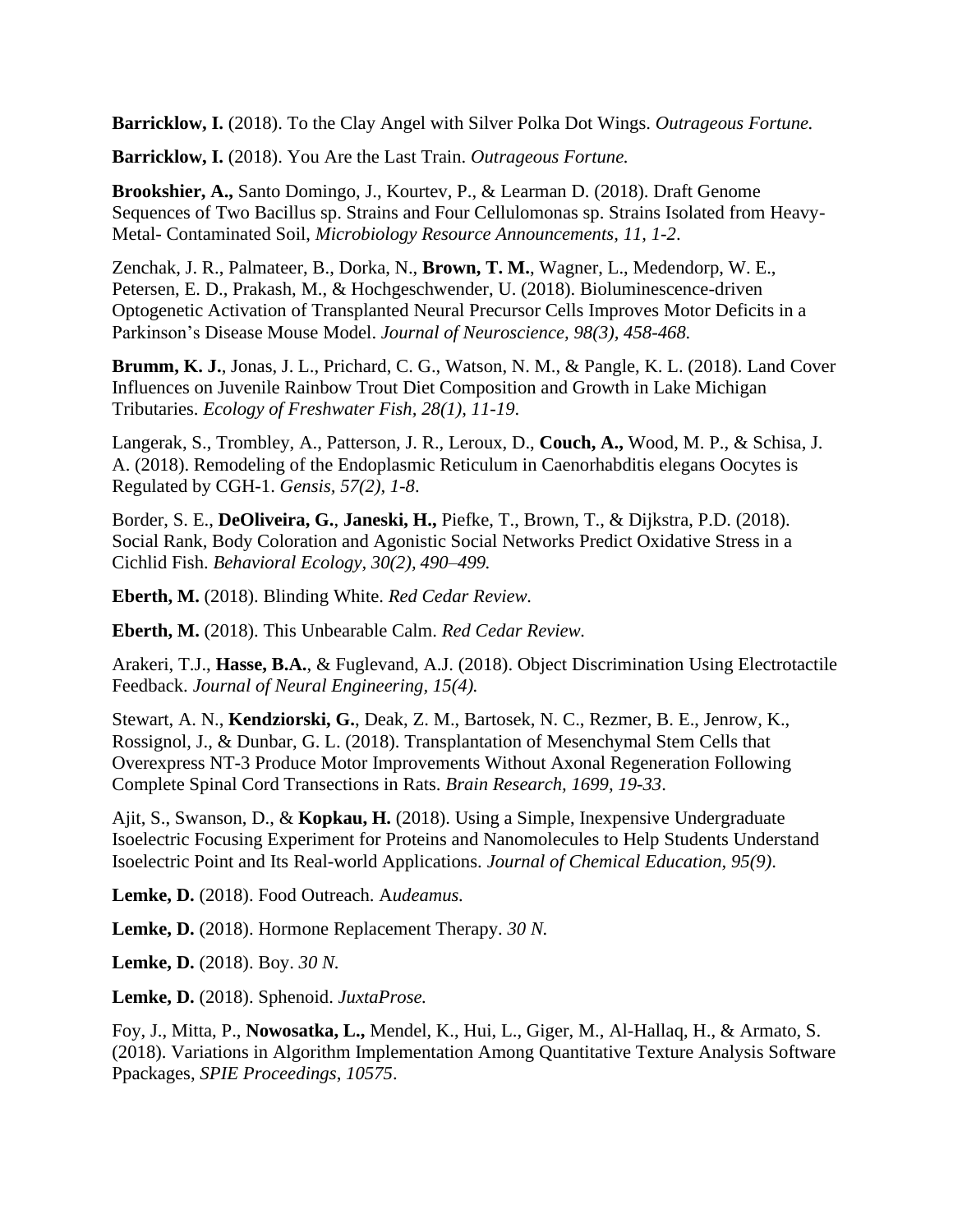**Barricklow, I.** (2018). To the Clay Angel with Silver Polka Dot Wings. *Outrageous Fortune.*

**Barricklow, I.** (2018). You Are the Last Train. *Outrageous Fortune.*

**Brookshier, A.,** Santo Domingo, J., Kourtev, P., & Learman D. (2018). Draft Genome Sequences of Two Bacillus sp. Strains and Four Cellulomonas sp. Strains Isolated from Heavy-Metal- Contaminated Soil, *Microbiology Resource Announcements, 11, 1-2*.

Zenchak, J. R., Palmateer, B., Dorka, N., **Brown, T. M.**, Wagner, L., Medendorp, W. E., Petersen, E. D., Prakash, M., & Hochgeschwender, U. (2018). Bioluminescence-driven Optogenetic Activation of Transplanted Neural Precursor Cells Improves Motor Deficits in a Parkinson's Disease Mouse Model. *Journal of Neuroscience, 98(3), 458-468.*

**Brumm, K. J.**, Jonas, J. L., Prichard, C. G., Watson, N. M., & Pangle, K. L. (2018). Land Cover Influences on Juvenile Rainbow Trout Diet Composition and Growth in Lake Michigan Tributaries. *Ecology of Freshwater Fish, 28(1), 11-19*.

Langerak, S., Trombley, A., Patterson, J. R., Leroux, D., **Couch, A.,** Wood, M. P., & Schisa, J. A. (2018). Remodeling of the Endoplasmic Reticulum in Caenorhabditis elegans Oocytes is Regulated by CGH-1. *Gensis, 57(2), 1-8*.

Border, S. E., **DeOliveira, G.**, **Janeski, H.,** Piefke, T., Brown, T., & Dijkstra, P.D. (2018). Social Rank, Body Coloration and Agonistic Social Networks Predict Oxidative Stress in a Cichlid Fish. *Behavioral Ecology, 30(2), 490–499.*

**Eberth, M.** (2018). Blinding White. *Red Cedar Review.*

**Eberth, M.** (2018). This Unbearable Calm. *Red Cedar Review.*

Arakeri, T.J., **Hasse, B.A.**, & Fuglevand, A.J. (2018). Object Discrimination Using Electrotactile Feedback. *Journal of Neural Engineering, 15(4).*

Stewart, A. N., **Kendziorski, G.**, Deak, Z. M., Bartosek, N. C., Rezmer, B. E., Jenrow, K., Rossignol, J., & Dunbar, G. L. (2018). Transplantation of Mesenchymal Stem Cells that Overexpress NT-3 Produce Motor Improvements Without Axonal Regeneration Following Complete Spinal Cord Transections in Rats. *Brain Research, 1699, 19-33*.

Ajit, S., Swanson, D., & **Kopkau, H.** (2018). Using a Simple, Inexpensive Undergraduate Isoelectric Focusing Experiment for Proteins and Nanomolecules to Help Students Understand Isoelectric Point and Its Real-world Applications. *Journal of Chemical Education, 95(9)*.

**Lemke, D.** (2018). Food Outreach. A*udeamus.*

**Lemke, D.** (2018). Hormone Replacement Therapy. *30 N.*

**Lemke, D.** (2018). Boy. *30 N.*

**Lemke, D.** (2018). Sphenoid. *JuxtaProse.*

Foy, J., Mitta, P., **Nowosatka, L.,** Mendel, K., Hui, L., Giger, M., Al-Hallaq, H., & Armato, S. (2018). Variations in Algorithm Implementation Among Quantitative Texture Analysis Software Ppackages, *SPIE Proceedings, 10575*.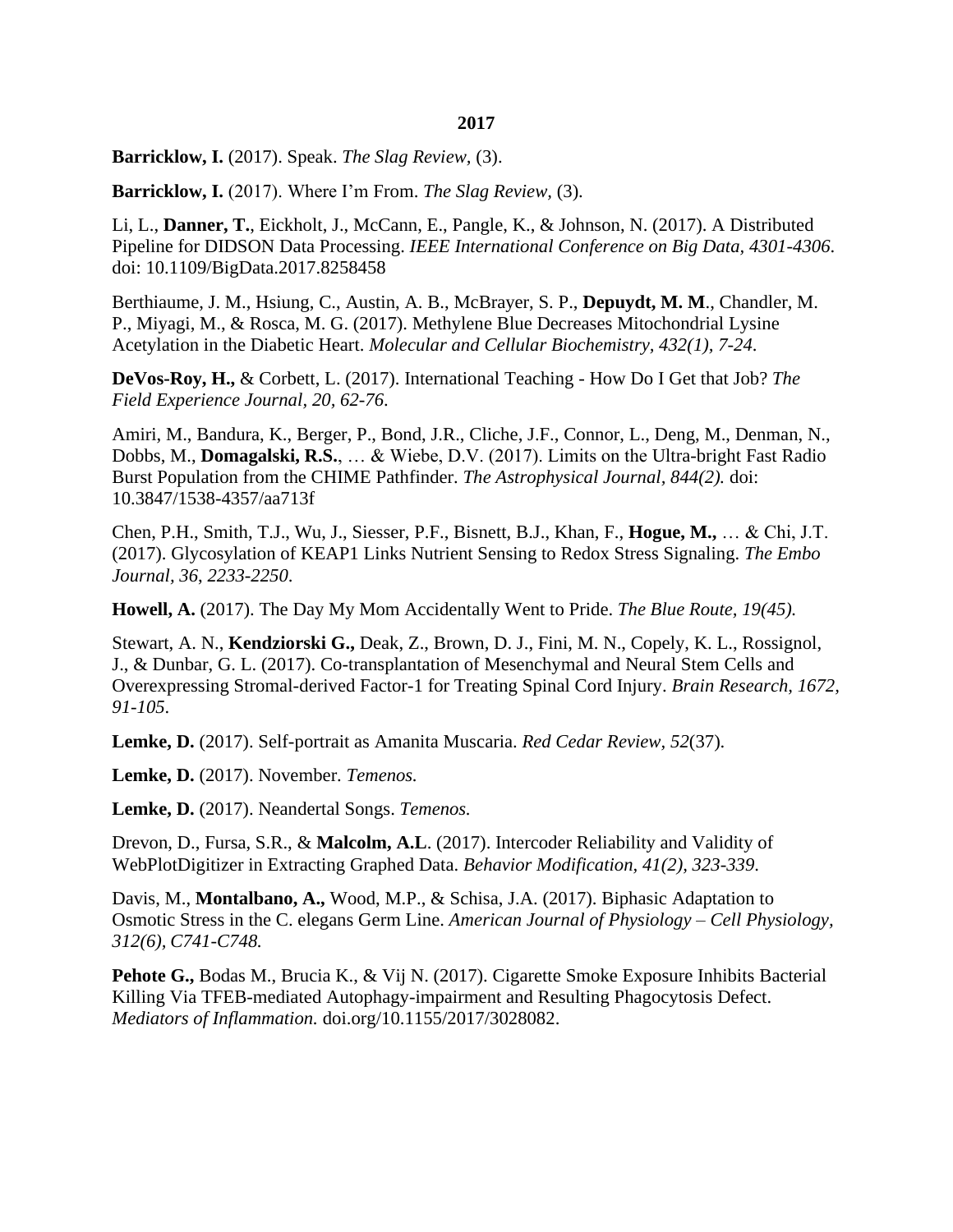## 2017

**Barricklow, I.** (2017). Speak. *The Slag Review*, (3).

**Barricklow, I.** (2017). Where I'm From. *The Slag Review*, (3).

Li, L., **Danner, T.**, Eickholt, J., McCann, E., Pangle, K., & Johnson, N. (2017). A Distributed Pipeline for DIDSON Data Processing. *IEEE International Conference on Big Data, 4301-4306*. doi: 10.1109/BigData.2017.8258458

Berthiaume, J. M., Hsiung, C., Austin, A. B., McBrayer, S. P., **Depuydt, M. M**., Chandler, M. P., Miyagi, M., & Rosca, M. G. (2017). Methylene Blue Decreases Mitochondrial Lysine Acetylation in the Diabetic Heart. *Molecular and Cellular Biochemistry, 432(1), 7-24*.

**DeVos-Roy, H.,** & Corbett, L. (2017). International Teaching - How Do I Get that Job? *The Field Experience Journal, 20, 62-76*.

Amiri, M., Bandura, K., Berger, P., Bond, J.R., Cliche, J.F., Connor, L., Deng, M., Denman, N., Dobbs, M., **Domagalski, R.S.**, … & Wiebe, D.V. (2017). Limits on the Ultra-bright Fast Radio Burst Population from the CHIME Pathfinder. *The Astrophysical Journal, 844(2).* doi: 10.3847/1538-4357/aa713f

Chen, P.H., Smith, T.J., Wu, J., Siesser, P.F., Bisnett, B.J., Khan, F., **Hogue, M.,** … & Chi, J.T. (2017). Glycosylation of KEAP1 Links Nutrient Sensing to Redox Stress Signaling. *The Embo Journal, 36, 2233-2250*.

**Howell, A.** (2017). The Day My Mom Accidentally Went to Pride. *The Blue Route, 19(45).*

Stewart, A. N., **Kendziorski G.,** Deak, Z., Brown, D. J., Fini, M. N., Copely, K. L., Rossignol, J., & Dunbar, G. L. (2017). Co-transplantation of Mesenchymal and Neural Stem Cells and Overexpressing Stromal-derived Factor-1 for Treating Spinal Cord Injury. *Brain Research, 1672, 91-105*.

**Lemke, D.** (2017). Self-portrait as Amanita Muscaria. *Red Cedar Review, 52*(37).

**Lemke, D.** (2017). November. *Temenos.*

**Lemke, D.** (2017). Neandertal Songs. *Temenos.*

Drevon, D., Fursa, S.R., & **Malcolm, A.L**. (2017). Intercoder Reliability and Validity of WebPlotDigitizer in Extracting Graphed Data. *Behavior Modification, 41(2), 323-339*.

Davis, M., **Montalbano, A.,** Wood, M.P., & Schisa, J.A. (2017). Biphasic Adaptation to Osmotic Stress in the C. elegans Germ Line. *American Journal of Physiology – Cell Physiology, 312(6), C741-C748.*

**Pehote G.,** Bodas M., Brucia K., & Vij N. (2017). Cigarette Smoke Exposure Inhibits Bacterial Killing Via TFEB-mediated Autophagy-impairment and Resulting Phagocytosis Defect. *Mediators of Inflammation.* doi.org/10.1155/2017/3028082.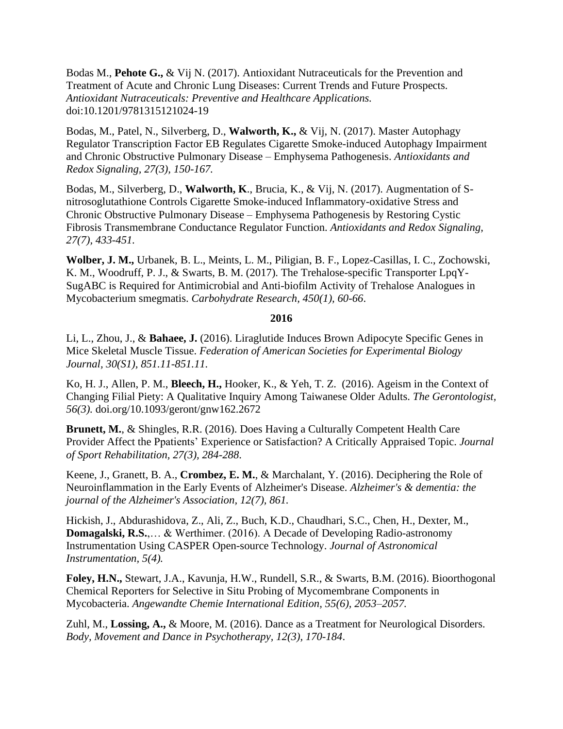Bodas M., **Pehote G.,** & Vij N. (2017). Antioxidant Nutraceuticals for the Prevention and Treatment of Acute and Chronic Lung Diseases: Current Trends and Future Prospects. *Antioxidant Nutraceuticals: Preventive and Healthcare Applications.* doi:10.1201/9781315121024-19

Bodas, M., Patel, N., Silverberg, D., **Walworth, K.,** & Vij, N. (2017). Master Autophagy Regulator Transcription Factor EB Regulates Cigarette Smoke-induced Autophagy Impairment and Chronic Obstructive Pulmonary Disease – Emphysema Pathogenesis. *Antioxidants and Redox Signaling, 27(3), 150-167.*

Bodas, M., Silverberg, D., **Walworth, K**., Brucia, K., & Vij, N. (2017). Augmentation of S-nitrosoglutathione Controls Cigarette Smoke-induced Inflammatory-oxidative Stress and Chronic Obstructive Pulmonary Disease – Emphysema Pathogenesis by Restoring Cystic Fibrosis Transmembrane Conductance Regulator Function. *Antioxidants and Redox Signaling, 27(7), 433-451.*

**Wolber, J. M.,** Urbanek, B. L., Meints, L. M., Piligian, B. F., Lopez-Casillas, I. C., Zochowski, K. M., Woodruff, P. J., & Swarts, B. M. (2017). The Trehalose-specific Transporter LpqY-SugABC is Required for Antimicrobial and Anti-biofilm Activity of Trehalose Analogues in Mycobacterium smegmatis. *Carbohydrate Research, 450(1), 60-66*.

**2016**

Li, L., Zhou, J., & **Bahaee, J.** (2016). Liraglutide Induces Brown Adipocyte Specific Genes in Mice Skeletal Muscle Tissue. *Federation of American Societies for Experimental Biology Journal, 30(S1), 851.11-851.11.*

Ko, H. J., Allen, P. M., **Bleech, H.,** Hooker, K., & Yeh, T. Z. (2016). Ageism in the Context of Changing Filial Piety: A Qualitative Inquiry Among Taiwanese Older Adults. *The Gerontologist, 56(3).* doi.org/10.1093/geront/gnw162.2672

**Brunett, M.**, & Shingles, R.R. (2016). Does Having a Culturally Competent Health Care Provider Affect the Ppatients' Experience or Satisfaction? A Critically Appraised Topic. *Journal of Sport Rehabilitation, 27(3), 284-288*.

Keene, J., Granett, B. A., **Crombez, E. M.**, & Marchalant, Y. (2016). Deciphering the Role of Neuroinflammation in the Early Events of Alzheimer's Disease. *Alzheimer's & dementia: the journal of the Alzheimer's Association, 12(7), 861.*

Hickish, J., Abdurashidova, Z., Ali, Z., Buch, K.D., Chaudhari, S.C., Chen, H., Dexter, M., **Domagalski, R.S.**,… & Werthimer. (2016). A Decade of Developing Radio-astronomy Instrumentation Using CASPER Open-source Technology. *Journal of Astronomical Instrumentation, 5(4).*

**Foley, H.N.,** Stewart, J.A., Kavunja, H.W., Rundell, S.R., & Swarts, B.M. (2016). Bioorthogonal Chemical Reporters for Selective in Situ Probing of Mycomembrane Components in Mycobacteria. *Angewandte Chemie International Edition, 55(6), 2053–2057.*

Zuhl, M., **Lossing, A.,** & Moore, M. (2016). Dance as a Treatment for Neurological Disorders. *Body, Movement and Dance in Psychotherapy, 12(3), 170-184*.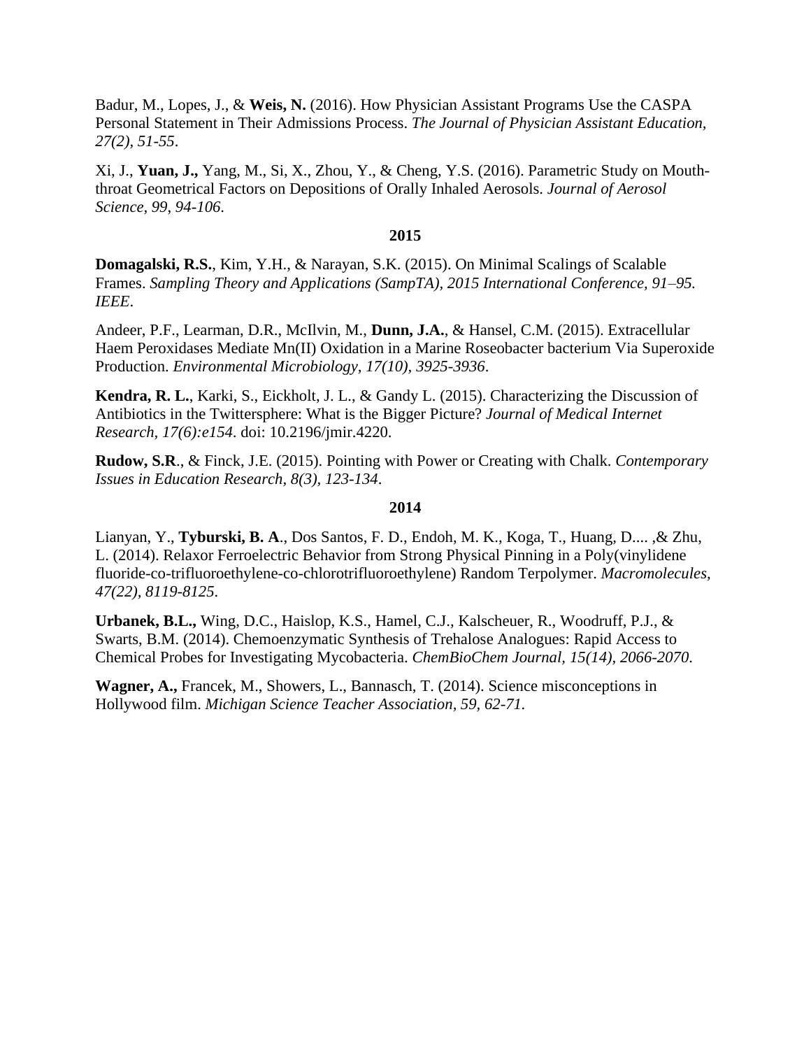Badur, M., Lopes, J., & **Weis, N.** (2016). How Physician Assistant Programs Use the CASPA Personal Statement in Their Admissions Process. *The Journal of Physician Assistant Education, 27(2), 51-55*.

Xi, J., **Yuan, J.,** Yang, M., Si, X., Zhou, Y., & Cheng, Y.S. (2016). Parametric Study on Mouth-throat Geometrical Factors on Depositions of Orally Inhaled Aerosols. *Journal of Aerosol Science, 99, 94-106.*

**2015**

**Domagalski, R.S.**, Kim, Y.H., & Narayan, S.K. (2015). On Minimal Scalings of Scalable Frames. *Sampling Theory and Applications (SampTA), 2015 International Conference, 91–95. IEEE*.

Andeer, P.F., Learman, D.R., McIlvin, M., **Dunn, J.A.**, & Hansel, C.M. (2015). Extracellular Haem Peroxidases Mediate Mn(II) Oxidation in a Marine Roseobacter bacterium Via Superoxide Production. *Environmental Microbiology, 17(10), 3925-3936*.

**Kendra, R. L.**, Karki, S., Eickholt, J. L., & Gandy L. (2015). Characterizing the Discussion of Antibiotics in the Twittersphere: What is the Bigger Picture? *Journal of Medical Internet Research, 17(6):e154.* doi: 10.2196/jmir.4220.

**Rudow, S.R**., & Finck, J.E. (2015). Pointing with Power or Creating with Chalk. *Contemporary Issues in Education Research, 8(3), 123-134*.

**2014**

Lianyan, Y., **Tyburski, B. A**., Dos Santos, F. D., Endoh, M. K., Koga, T., Huang, D.... ,& Zhu, L. (2014). Relaxor Ferroelectric Behavior from Strong Physical Pinning in a Poly(vinylidene fluoride-co-trifluoroethylene-co-chlorotrifluoroethylene) Random Terpolymer. *Macromolecules, 47(22), 8119-8125*.

**Urbanek, B.L.,** Wing, D.C., Haislop, K.S., Hamel, C.J., Kalscheuer, R., Woodruff, P.J., & Swarts, B.M. (2014). Chemoenzymatic Synthesis of Trehalose Analogues: Rapid Access to Chemical Probes for Investigating Mycobacteria. *ChemBioChem Journal, 15(14), 2066-2070*.

**Wagner, A.,** Francek, M., Showers, L., Bannasch, T. (2014). Science misconceptions in Hollywood film. *Michigan Science Teacher Association, 59, 62-71.*